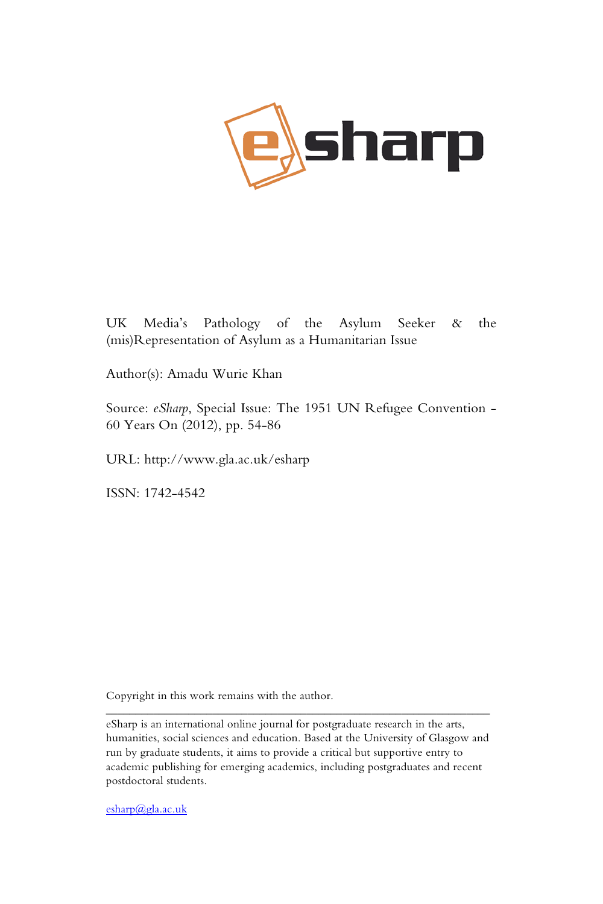UK Media's Pathology of the Asylum Seeker & the (mis)Representation of Asylum as a Humanitarian Issue

Author(s): Amadu Wurie Khan

Source: *eSharp*, Special Issue: The 1951 UN Refugee Convention - 60 Years On (2012), pp. 54-86

URL: http://www.gla.ac.uk/esharp

ISSN: 1742-4542

Copyright in this work remains with the author.

---

eSharp is an international online journal for postgraduate research in the arts, humanities, social sciences and education. Based at the University of Glasgow and run by graduate students, it aims to provide a critical but supportive entry to academic publishing for emerging academics, including postgraduates and recent postdoctoral students.

esharp@gla.ac.uk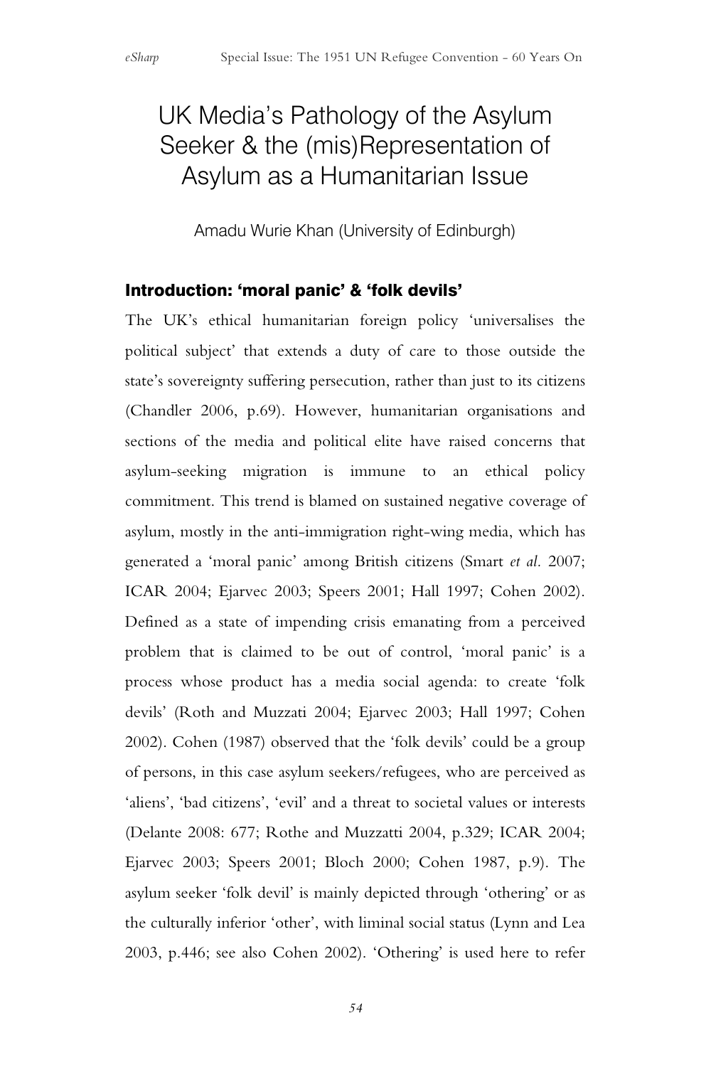# UK Media's Pathology of the Asylum Seeker & the (mis)Representation of Asylum as a Humanitarian Issue

Amadu Wurie Khan (University of Edinburgh)

## Introduction: 'moral panic' & 'folk devils'

The UK's ethical humanitarian foreign policy 'universalises the political subject' that extends a duty of care to those outside the state's sovereignty suffering persecution, rather than just to its citizens (Chandler 2006, p.69). However, humanitarian organisations and sections of the media and political elite have raised concerns that asylum-seeking migration is immune to an ethical policy commitment. This trend is blamed on sustained negative coverage of asylum, mostly in the anti-immigration right-wing media, which has generated a 'moral panic' among British citizens (Smart *et al.* 2007; ICAR 2004; Ejarvec 2003; Speers 2001; Hall 1997; Cohen 2002). Defined as a state of impending crisis emanating from a perceived problem that is claimed to be out of control, 'moral panic' is a process whose product has a media social agenda: to create 'folk devils' (Roth and Muzzati 2004; Ejarvec 2003; Hall 1997; Cohen 2002). Cohen (1987) observed that the 'folk devils' could be a group of persons, in this case asylum seekers/refugees, who are perceived as 'aliens', 'bad citizens', 'evil' and a threat to societal values or interests (Delante 2008: 677; Rothe and Muzzatti 2004, p.329; ICAR 2004; Ejarvec 2003; Speers 2001; Bloch 2000; Cohen 1987, p.9). The asylum seeker 'folk devil' is mainly depicted through 'othering' or as the culturally inferior 'other', with liminal social status (Lynn and Lea 2003, p.446; see also Cohen 2002). 'Othering' is used here to refer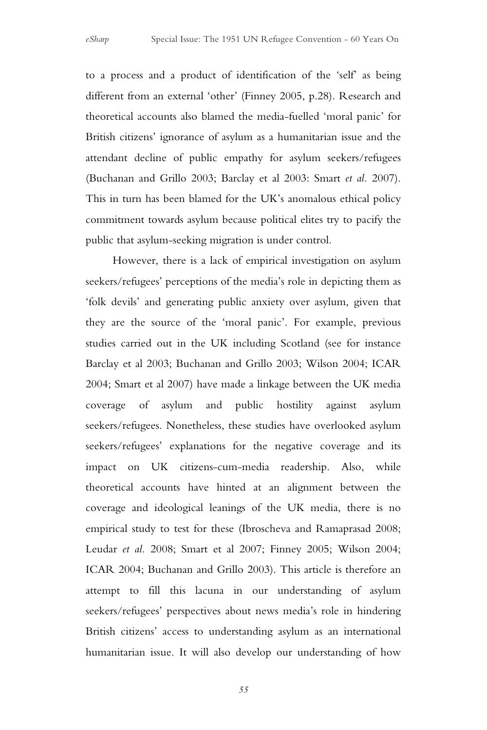to a process and a product of identification of the 'self' as being different from an external 'other' (Finney 2005, p.28). Research and theoretical accounts also blamed the media-fuelled 'moral panic' for British citizens' ignorance of asylum as a humanitarian issue and the attendant decline of public empathy for asylum seekers/refugees (Buchanan and Grillo 2003; Barclay et al 2003: Smart *et al.* 2007). This in turn has been blamed for the UK's anomalous ethical policy commitment towards asylum because political elites try to pacify the public that asylum-seeking migration is under control.

However, there is a lack of empirical investigation on asylum seekers/refugees' perceptions of the media's role in depicting them as 'folk devils' and generating public anxiety over asylum, given that they are the source of the 'moral panic'. For example, previous studies carried out in the UK including Scotland (see for instance Barclay et al 2003; Buchanan and Grillo 2003; Wilson 2004; ICAR 2004; Smart et al 2007) have made a linkage between the UK media coverage of asylum and public hostility against asylum seekers/refugees. Nonetheless, these studies have overlooked asylum seekers/refugees' explanations for the negative coverage and its impact on UK citizens-cum-media readership. Also, while theoretical accounts have hinted at an alignment between the coverage and ideological leanings of the UK media, there is no empirical study to test for these (Ibroscheva and Ramaprasad 2008; Leudar *et al.* 2008; Smart et al 2007; Finney 2005; Wilson 2004; ICAR 2004; Buchanan and Grillo 2003). This article is therefore an attempt to fill this lacuna in our understanding of asylum seekers/refugees' perspectives about news media's role in hindering British citizens' access to understanding asylum as an international humanitarian issue. It will also develop our understanding of how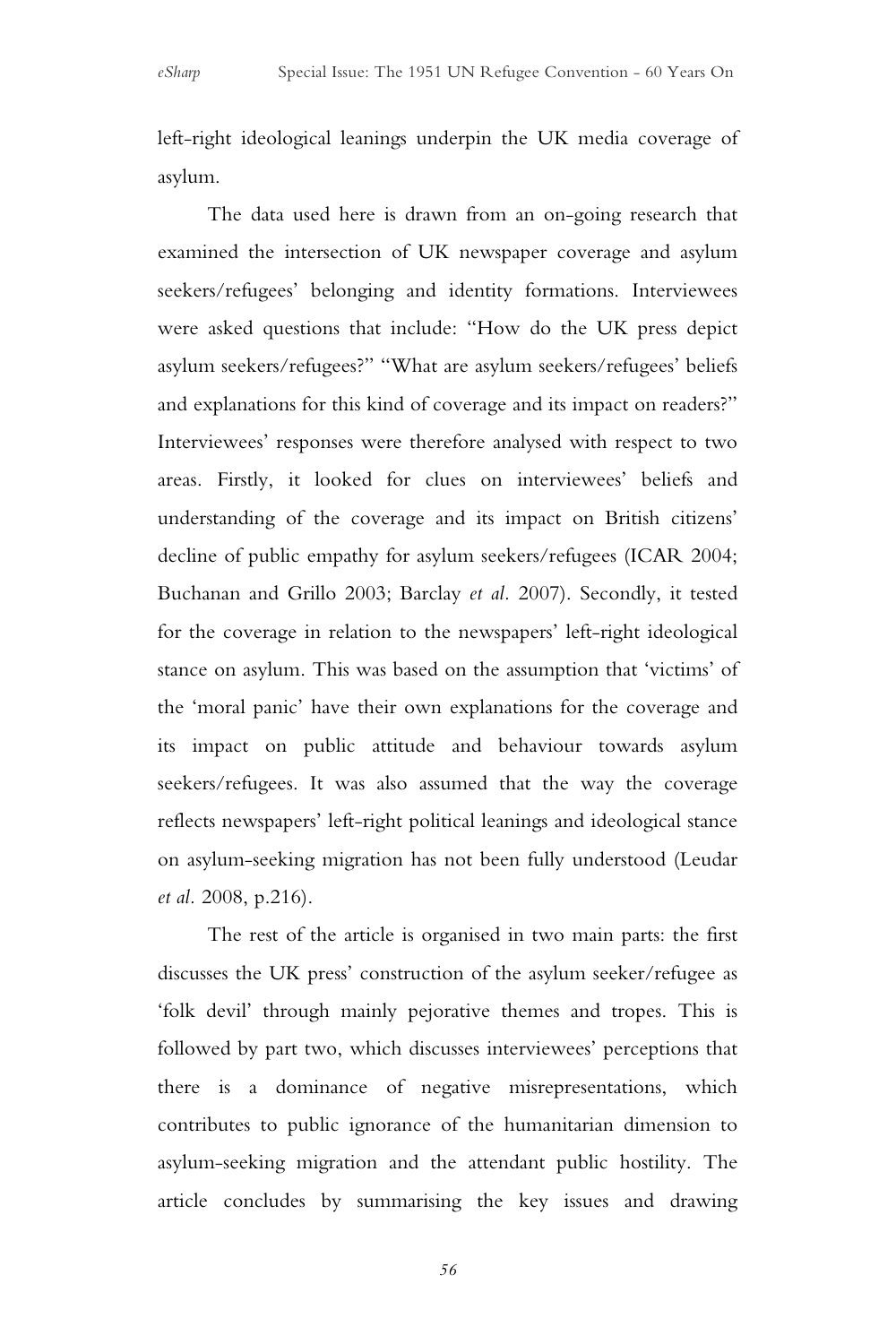left-right ideological leanings underpin the UK media coverage of asylum.

The data used here is drawn from an on-going research that examined the intersection of UK newspaper coverage and asylum seekers/refugees' belonging and identity formations. Interviewees were asked questions that include: "How do the UK press depict asylum seekers/refugees?" "What are asylum seekers/refugees' beliefs and explanations for this kind of coverage and its impact on readers?" Interviewees' responses were therefore analysed with respect to two areas. Firstly, it looked for clues on interviewees' beliefs and understanding of the coverage and its impact on British citizens' decline of public empathy for asylum seekers/refugees (ICAR 2004; Buchanan and Grillo 2003; Barclay *et al.* 2007). Secondly, it tested for the coverage in relation to the newspapers' left-right ideological stance on asylum. This was based on the assumption that 'victims' of the 'moral panic' have their own explanations for the coverage and its impact on public attitude and behaviour towards asylum seekers/refugees. It was also assumed that the way the coverage reflects newspapers' left-right political leanings and ideological stance on asylum-seeking migration has not been fully understood (Leudar *et al.* 2008, p.216).

The rest of the article is organised in two main parts: the first discusses the UK press' construction of the asylum seeker/refugee as 'folk devil' through mainly pejorative themes and tropes. This is followed by part two, which discusses interviewees' perceptions that there is a dominance of negative misrepresentations, which contributes to public ignorance of the humanitarian dimension to asylum-seeking migration and the attendant public hostility. The article concludes by summarising the key issues and drawing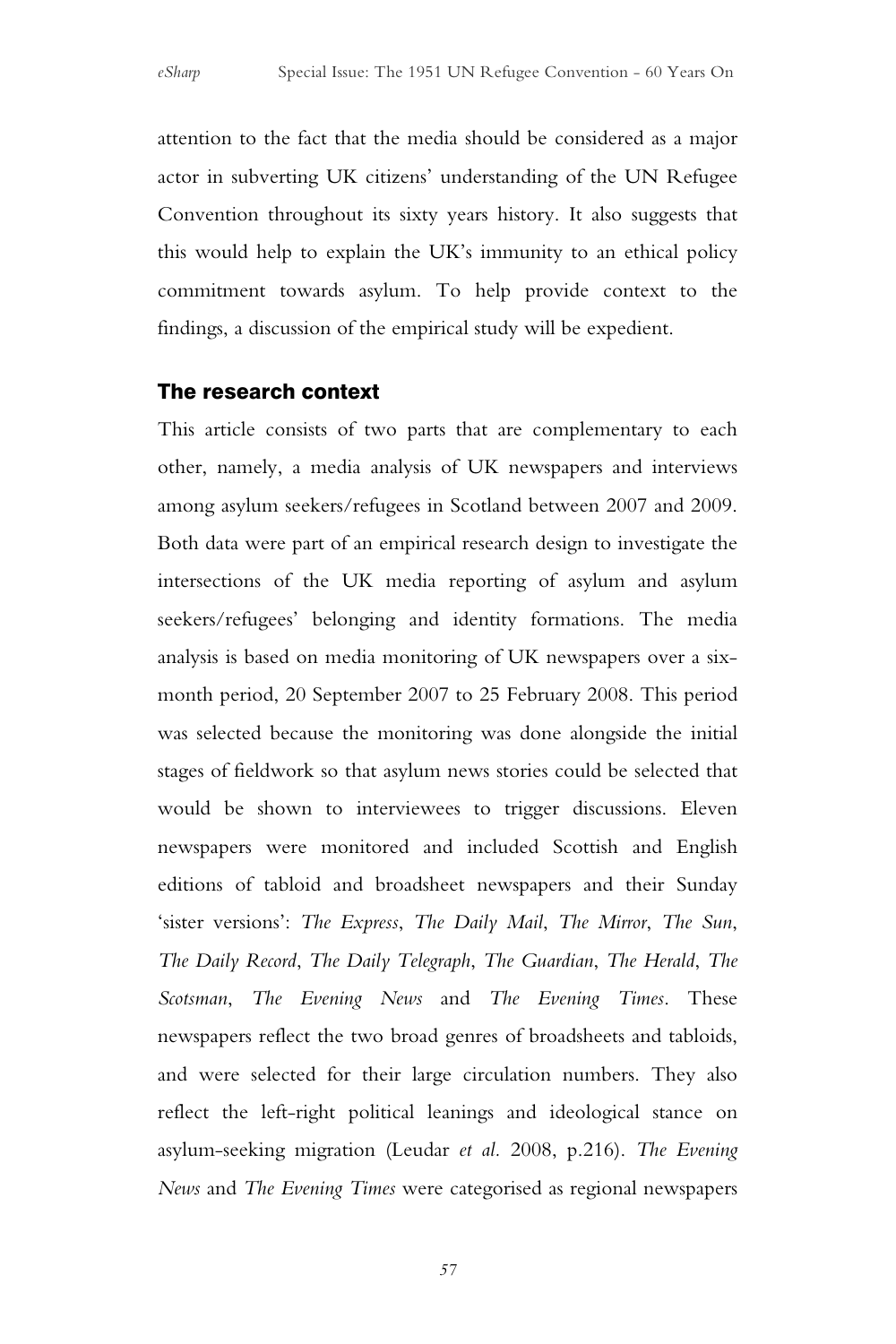attention to the fact that the media should be considered as a major actor in subverting UK citizens' understanding of the UN Refugee Convention throughout its sixty years history. It also suggests that this would help to explain the UK's immunity to an ethical policy commitment towards asylum. To help provide context to the findings, a discussion of the empirical study will be expedient.

## The research context

This article consists of two parts that are complementary to each other, namely, a media analysis of UK newspapers and interviews among asylum seekers/refugees in Scotland between 2007 and 2009. Both data were part of an empirical research design to investigate the intersections of the UK media reporting of asylum and asylum seekers/refugees' belonging and identity formations. The media analysis is based on media monitoring of UK newspapers over a six-month period, 20 September 2007 to 25 February 2008. This period was selected because the monitoring was done alongside the initial stages of fieldwork so that asylum news stories could be selected that would be shown to interviewees to trigger discussions. Eleven newspapers were monitored and included Scottish and English editions of tabloid and broadsheet newspapers and their Sunday 'sister versions': *The Express*, *The Daily Mail*, *The Mirror*, *The Sun*, *The Daily Record*, *The Daily Telegraph*, *The Guardian*, *The Herald*, *The Scotsman*, *The Evening News* and *The Evening Times*. These newspapers reflect the two broad genres of broadsheets and tabloids, and were selected for their large circulation numbers. They also reflect the left-right political leanings and ideological stance on asylum-seeking migration (Leudar *et al.* 2008, p.216). *The Evening News* and *The Evening Times* were categorised as regional newspapers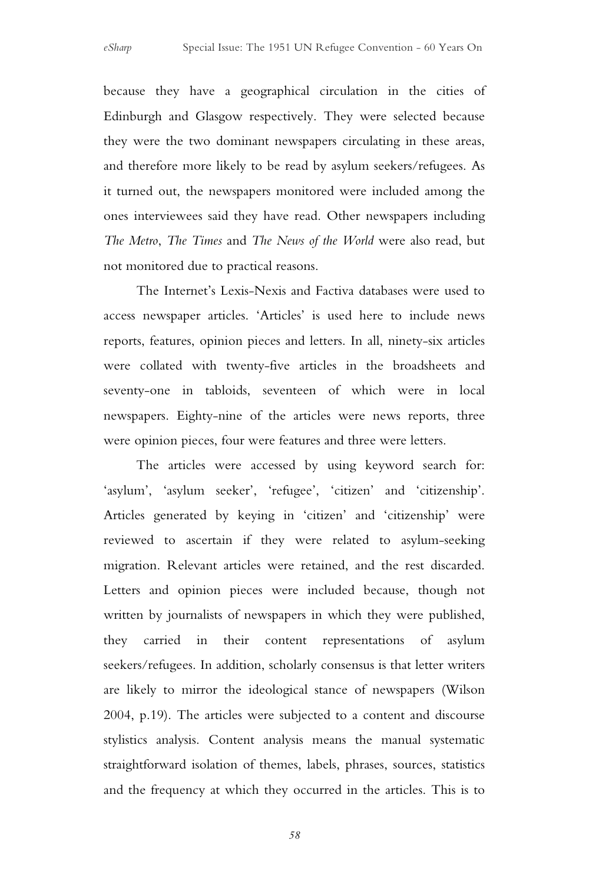because they have a geographical circulation in the cities of Edinburgh and Glasgow respectively. They were selected because they were the two dominant newspapers circulating in these areas, and therefore more likely to be read by asylum seekers/refugees. As it turned out, the newspapers monitored were included among the ones interviewees said they have read. Other newspapers including *The Metro*, *The Times* and *The News of the World* were also read, but not monitored due to practical reasons.

The Internet's Lexis-Nexis and Factiva databases were used to access newspaper articles. 'Articles' is used here to include news reports, features, opinion pieces and letters. In all, ninety-six articles were collated with twenty-five articles in the broadsheets and seventy-one in tabloids, seventeen of which were in local newspapers. Eighty-nine of the articles were news reports, three were opinion pieces, four were features and three were letters.

The articles were accessed by using keyword search for: 'asylum', 'asylum seeker', 'refugee', 'citizen' and 'citizenship'. Articles generated by keying in 'citizen' and 'citizenship' were reviewed to ascertain if they were related to asylum-seeking migration. Relevant articles were retained, and the rest discarded. Letters and opinion pieces were included because, though not written by journalists of newspapers in which they were published, they carried in their content representations of asylum seekers/refugees. In addition, scholarly consensus is that letter writers are likely to mirror the ideological stance of newspapers (Wilson 2004, p.19). The articles were subjected to a content and discourse stylistics analysis. Content analysis means the manual systematic straightforward isolation of themes, labels, phrases, sources, statistics and the frequency at which they occurred in the articles. This is to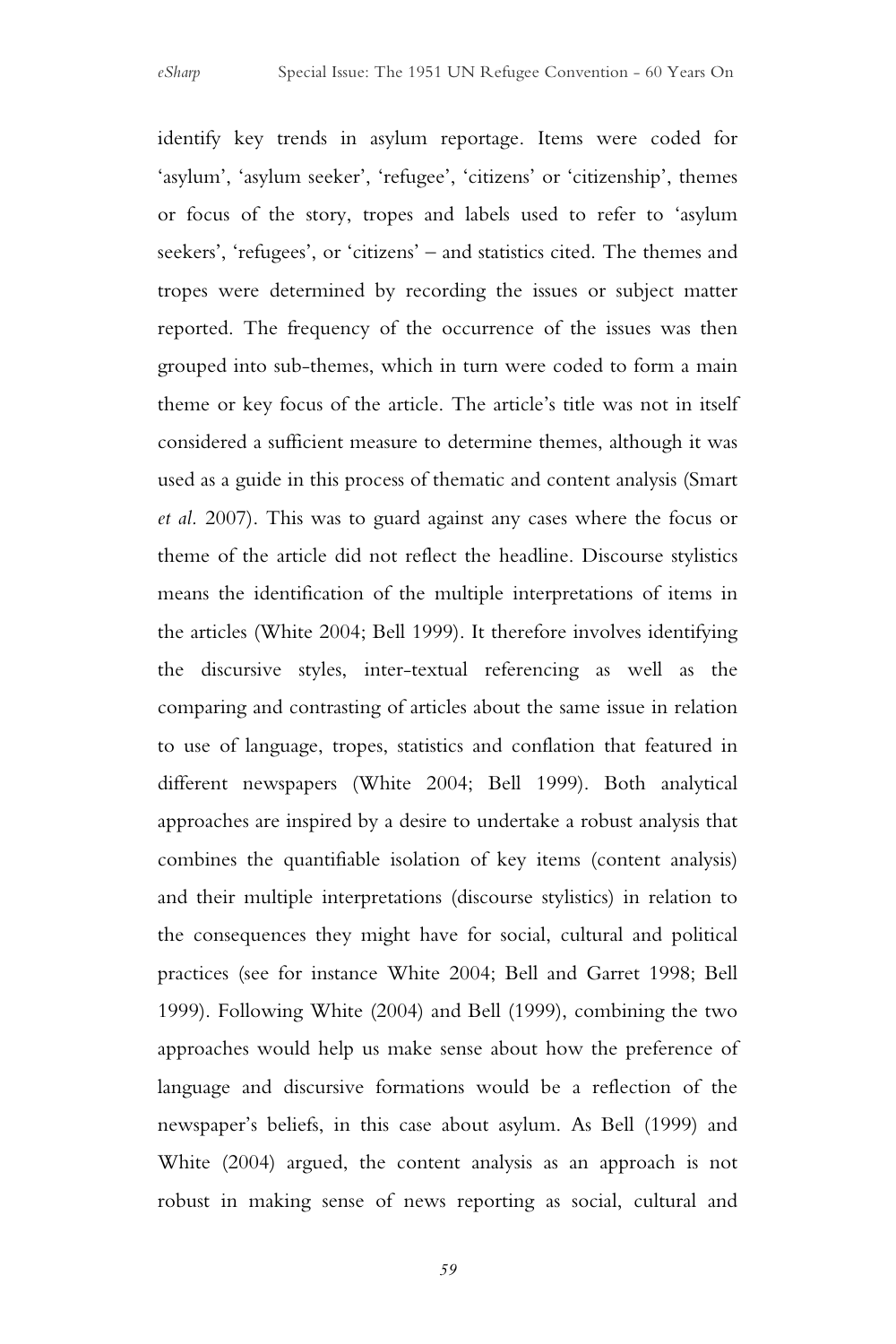identify key trends in asylum reportage. Items were coded for 'asylum', 'asylum seeker', 'refugee', 'citizens' or 'citizenship', themes or focus of the story, tropes and labels used to refer to 'asylum seekers', 'refugees', or 'citizens' – and statistics cited. The themes and tropes were determined by recording the issues or subject matter reported. The frequency of the occurrence of the issues was then grouped into sub-themes, which in turn were coded to form a main theme or key focus of the article. The article's title was not in itself considered a sufficient measure to determine themes, although it was used as a guide in this process of thematic and content analysis (Smart *et al.* 2007). This was to guard against any cases where the focus or theme of the article did not reflect the headline. Discourse stylistics means the identification of the multiple interpretations of items in the articles (White 2004; Bell 1999). It therefore involves identifying the discursive styles, inter-textual referencing as well as the comparing and contrasting of articles about the same issue in relation to use of language, tropes, statistics and conflation that featured in different newspapers (White 2004; Bell 1999). Both analytical approaches are inspired by a desire to undertake a robust analysis that combines the quantifiable isolation of key items (content analysis) and their multiple interpretations (discourse stylistics) in relation to the consequences they might have for social, cultural and political practices (see for instance White 2004; Bell and Garret 1998; Bell 1999). Following White (2004) and Bell (1999), combining the two approaches would help us make sense about how the preference of language and discursive formations would be a reflection of the newspaper's beliefs, in this case about asylum. As Bell (1999) and White (2004) argued, the content analysis as an approach is not robust in making sense of news reporting as social, cultural and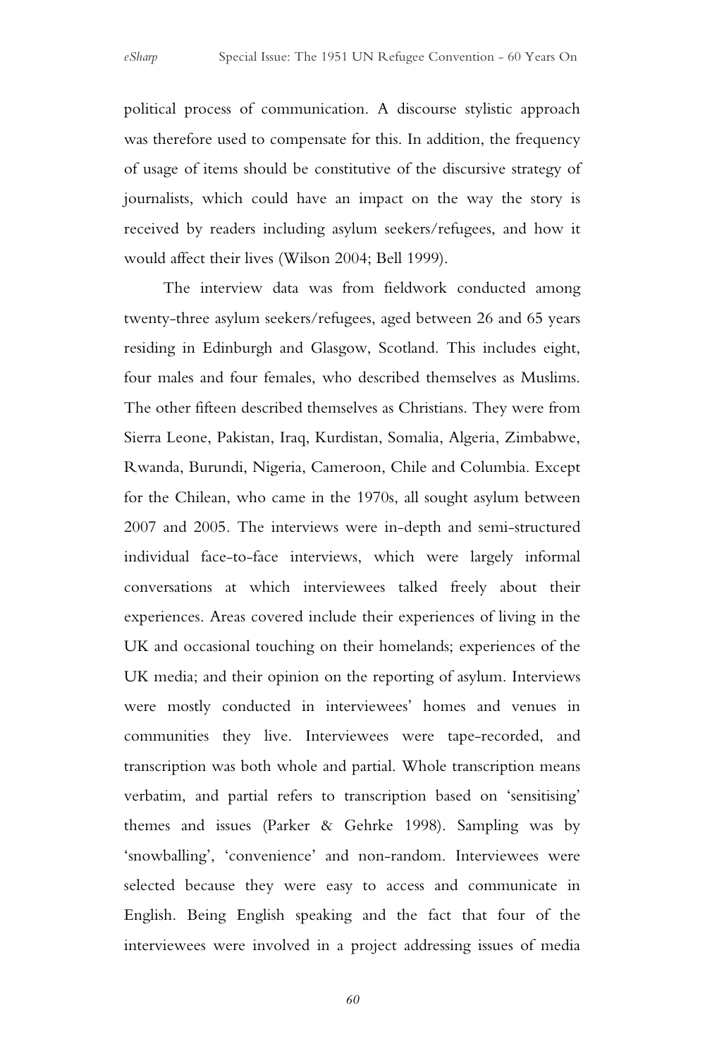political process of communication. A discourse stylistic approach was therefore used to compensate for this. In addition, the frequency of usage of items should be constitutive of the discursive strategy of journalists, which could have an impact on the way the story is received by readers including asylum seekers/refugees, and how it would affect their lives (Wilson 2004; Bell 1999).

The interview data was from fieldwork conducted among twenty-three asylum seekers/refugees, aged between 26 and 65 years residing in Edinburgh and Glasgow, Scotland. This includes eight, four males and four females, who described themselves as Muslims. The other fifteen described themselves as Christians. They were from Sierra Leone, Pakistan, Iraq, Kurdistan, Somalia, Algeria, Zimbabwe, Rwanda, Burundi, Nigeria, Cameroon, Chile and Columbia. Except for the Chilean, who came in the 1970s, all sought asylum between 2007 and 2005. The interviews were in-depth and semi-structured individual face-to-face interviews, which were largely informal conversations at which interviewees talked freely about their experiences. Areas covered include their experiences of living in the UK and occasional touching on their homelands; experiences of the UK media; and their opinion on the reporting of asylum. Interviews were mostly conducted in interviewees' homes and venues in communities they live. Interviewees were tape-recorded, and transcription was both whole and partial. Whole transcription means verbatim, and partial refers to transcription based on 'sensitising' themes and issues (Parker & Gehrke 1998). Sampling was by 'snowballing', 'convenience' and non-random. Interviewees were selected because they were easy to access and communicate in English. Being English speaking and the fact that four of the interviewees were involved in a project addressing issues of media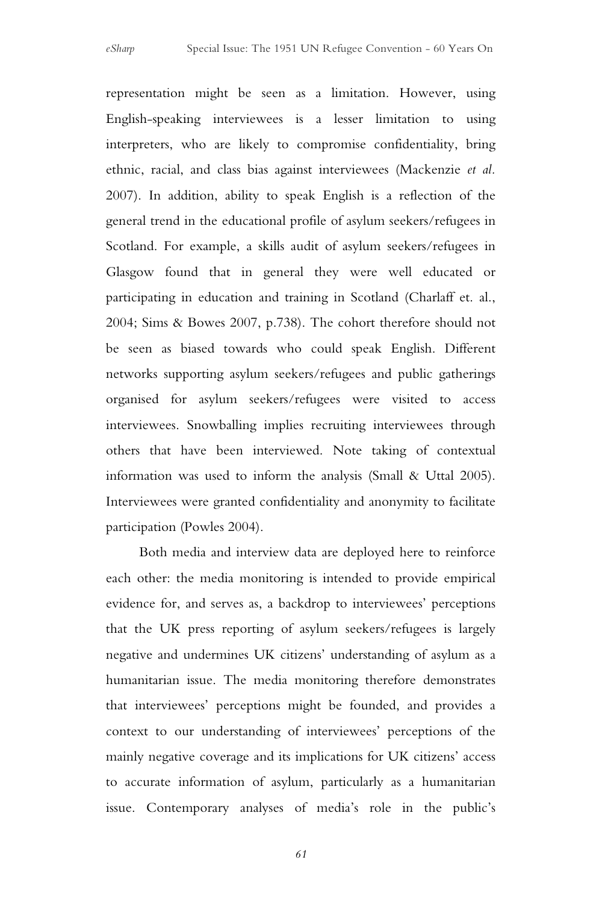representation might be seen as a limitation. However, using English-speaking interviewees is a lesser limitation to using interpreters, who are likely to compromise confidentiality, bring ethnic, racial, and class bias against interviewees (Mackenzie *et al.* 2007). In addition, ability to speak English is a reflection of the general trend in the educational profile of asylum seekers/refugees in Scotland. For example, a skills audit of asylum seekers/refugees in Glasgow found that in general they were well educated or participating in education and training in Scotland (Charlaff et. al., 2004; Sims & Bowes 2007, p.738). The cohort therefore should not be seen as biased towards who could speak English. Different networks supporting asylum seekers/refugees and public gatherings organised for asylum seekers/refugees were visited to access interviewees. Snowballing implies recruiting interviewees through others that have been interviewed. Note taking of contextual information was used to inform the analysis (Small & Uttal 2005). Interviewees were granted confidentiality and anonymity to facilitate participation (Powles 2004).

Both media and interview data are deployed here to reinforce each other: the media monitoring is intended to provide empirical evidence for, and serves as, a backdrop to interviewees' perceptions that the UK press reporting of asylum seekers/refugees is largely negative and undermines UK citizens' understanding of asylum as a humanitarian issue. The media monitoring therefore demonstrates that interviewees' perceptions might be founded, and provides a context to our understanding of interviewees' perceptions of the mainly negative coverage and its implications for UK citizens' access to accurate information of asylum, particularly as a humanitarian issue. Contemporary analyses of media's role in the public's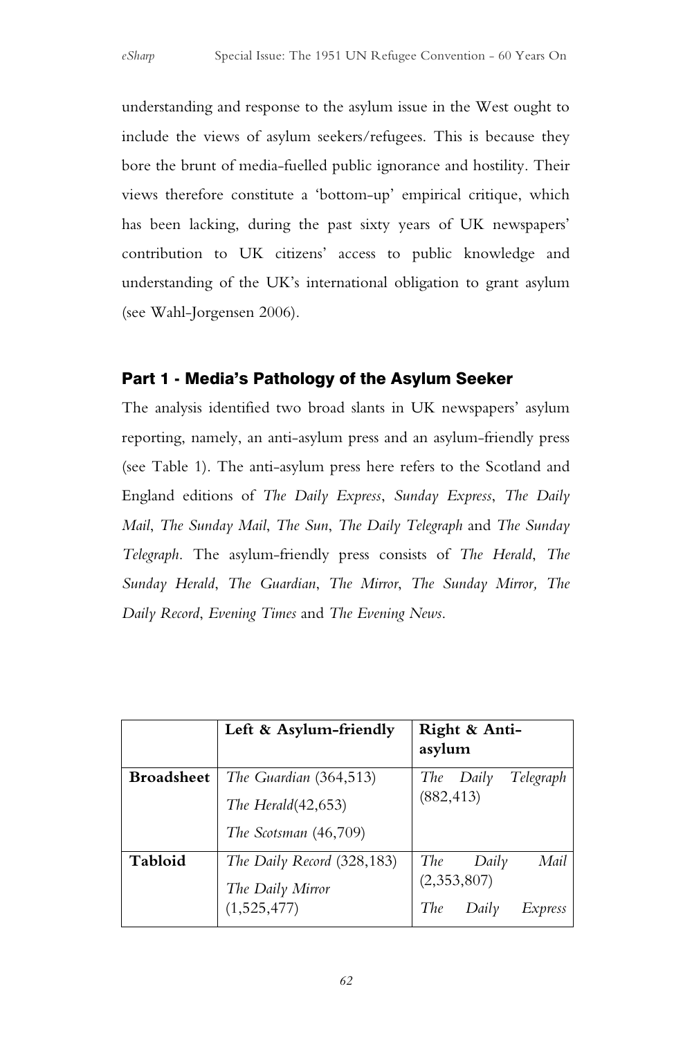understanding and response to the asylum issue in the West ought to include the views of asylum seekers/refugees. This is because they bore the brunt of media-fuelled public ignorance and hostility. Their views therefore constitute a 'bottom-up' empirical critique, which has been lacking, during the past sixty years of UK newspapers' contribution to UK citizens' access to public knowledge and understanding of the UK's international obligation to grant asylum (see Wahl-Jorgensen 2006).

## Part 1 - Media's Pathology of the Asylum Seeker

The analysis identified two broad slants in UK newspapers' asylum reporting, namely, an anti-asylum press and an asylum-friendly press (see Table 1). The anti-asylum press here refers to the Scotland and England editions of *The Daily Express*, *Sunday Express*, *The Daily Mail*, *The Sunday Mail*, *The Sun*, *The Daily Telegraph* and *The Sunday Telegraph*. The asylum-friendly press consists of *The Herald*, *The Sunday Herald*, *The Guardian*, *The Mirror*, *The Sunday Mirror, The Daily Record*, *Evening Times* and *The Evening News*.

| | **Left & Asylum-friendly** | **Right & Anti-asylum** |
|---|---|---|
| **Broadsheet** | *The Guardian* (364,513)<br>*The Herald*(42,653)<br>*The Scotsman* (46,709) | *The Daily Telegraph* (882,413) |
| **Tabloid** | *The Daily Record* (328,183)<br>*The Daily Mirror* (1,525,477) | *The Daily Mail* (2,353,807)<br>*The Daily Express* |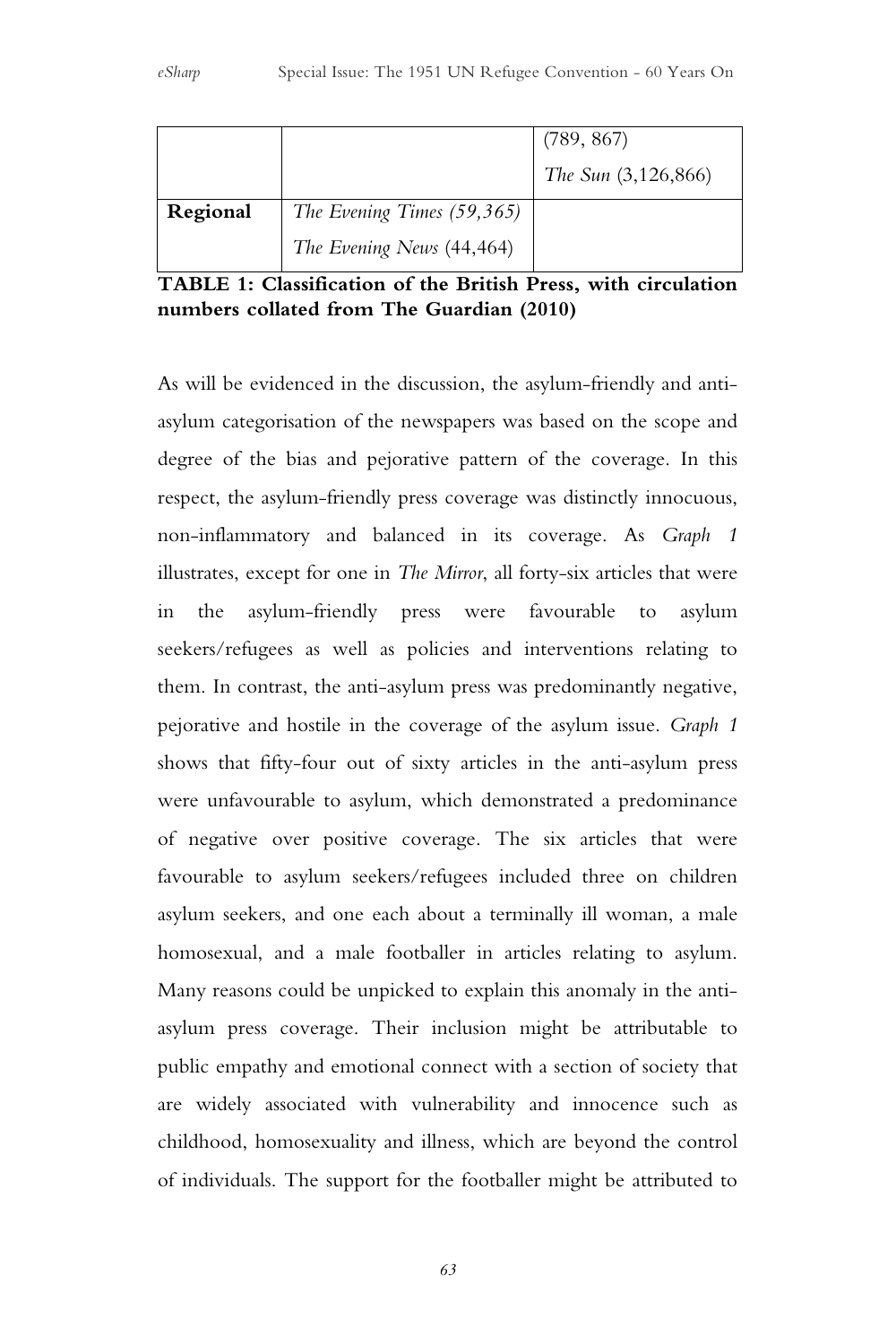| | | (789, 867)<br>*The Sun* (3,126,866) |
|---|---|---|
| **Regional** | *The Evening Times (59,365)*<br>*The Evening News* (44,464) | |

**TABLE 1: Classification of the British Press, with circulation numbers collated from The Guardian (2010)**

As will be evidenced in the discussion, the asylum-friendly and anti-asylum categorisation of the newspapers was based on the scope and degree of the bias and pejorative pattern of the coverage. In this respect, the asylum-friendly press coverage was distinctly innocuous, non-inflammatory and balanced in its coverage. As *Graph 1* illustrates, except for one in *The Mirror*, all forty-six articles that were in the asylum-friendly press were favourable to asylum seekers/refugees as well as policies and interventions relating to them. In contrast, the anti-asylum press was predominantly negative, pejorative and hostile in the coverage of the asylum issue. *Graph 1* shows that fifty-four out of sixty articles in the anti-asylum press were unfavourable to asylum, which demonstrated a predominance of negative over positive coverage. The six articles that were favourable to asylum seekers/refugees included three on children asylum seekers, and one each about a terminally ill woman, a male homosexual, and a male footballer in articles relating to asylum. Many reasons could be unpicked to explain this anomaly in the anti-asylum press coverage. Their inclusion might be attributable to public empathy and emotional connect with a section of society that are widely associated with vulnerability and innocence such as childhood, homosexuality and illness, which are beyond the control of individuals. The support for the footballer might be attributed to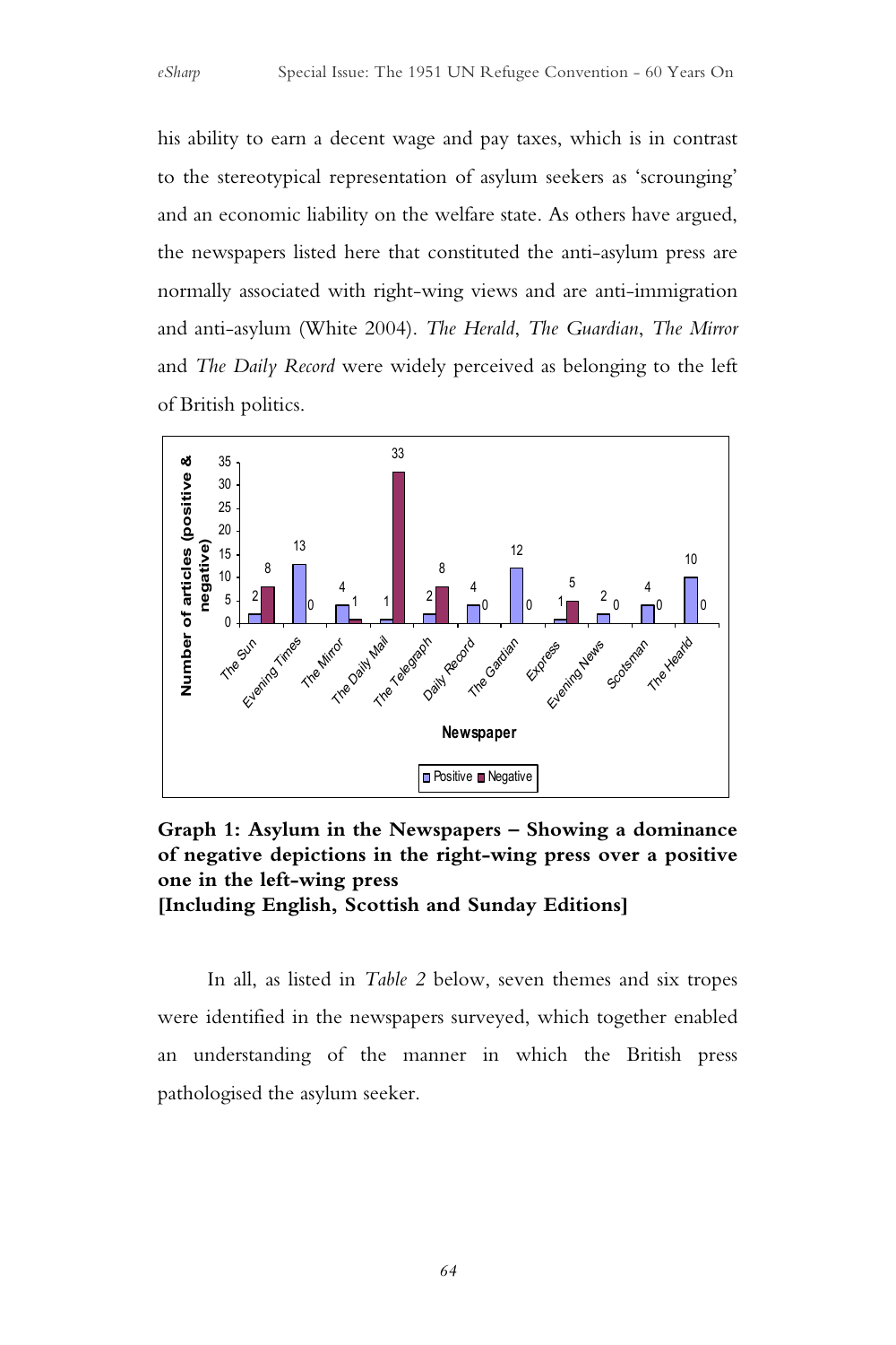his ability to earn a decent wage and pay taxes, which is in contrast to the stereotypical representation of asylum seekers as 'scrounging' and an economic liability on the welfare state. As others have argued, the newspapers listed here that constituted the anti-asylum press are normally associated with right-wing views and are anti-immigration and anti-asylum (White 2004). *The Herald*, *The Guardian*, *The Mirror* and *The Daily Record* were widely perceived as belonging to the left of British politics.

**Graph 1: Asylum in the Newspapers – Showing a dominance of negative depictions in the right-wing press over a positive one in the left-wing press**
**[Including English, Scottish and Sunday Editions]**

In all, as listed in *Table 2* below, seven themes and six tropes were identified in the newspapers surveyed, which together enabled an understanding of the manner in which the British press pathologised the asylum seeker.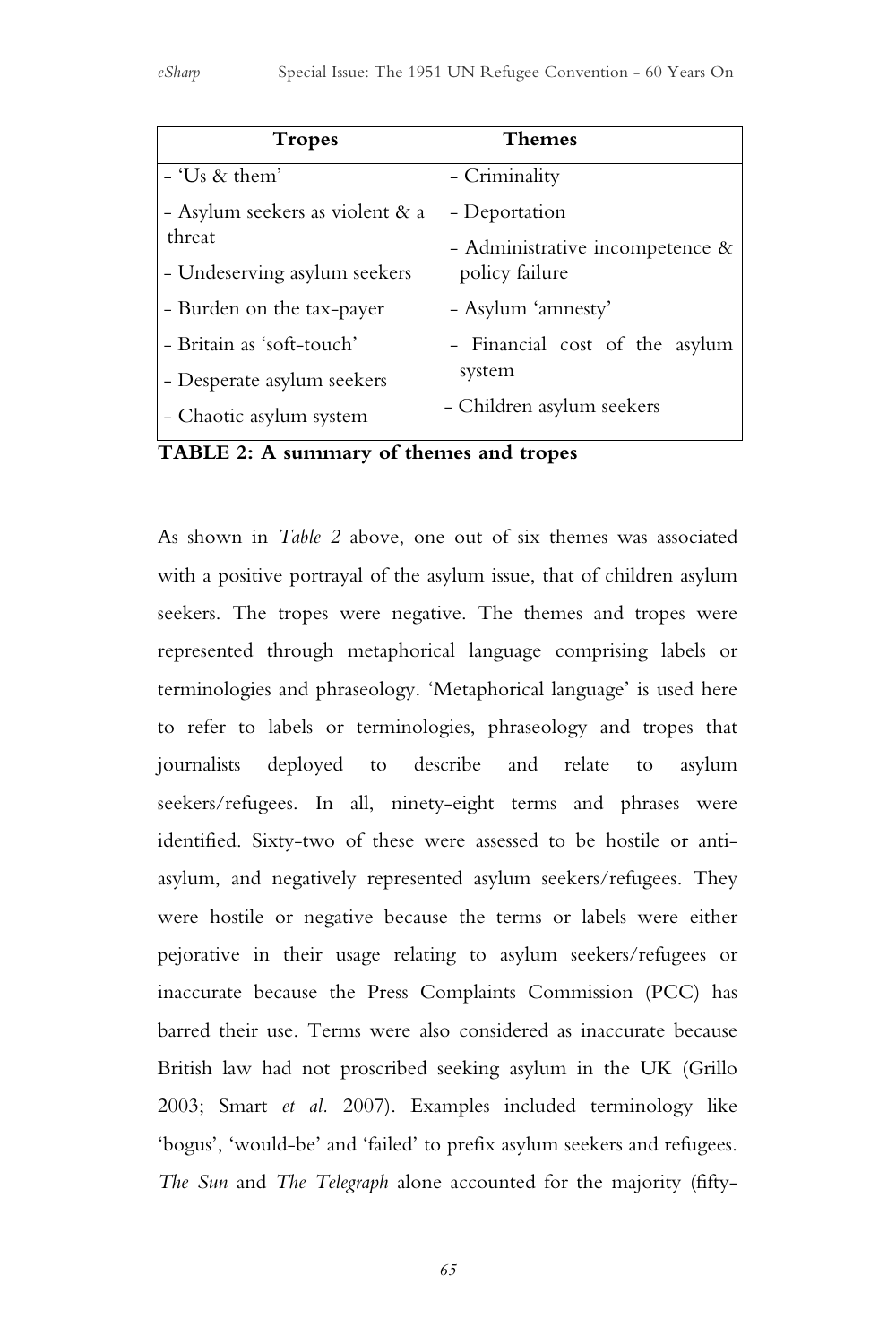| Tropes | Themes |
|---|---|
| - 'Us & them' | - Criminality |
| - Asylum seekers as violent & a threat | - Deportation |
| - Undeserving asylum seekers | - Administrative incompetence & policy failure |
| - Burden on the tax-payer | - Asylum 'amnesty' |
| - Britain as 'soft-touch' | - Financial cost of the asylum system |
| - Desperate asylum seekers | - Children asylum seekers |
| - Chaotic asylum system | |

**TABLE 2: A summary of themes and tropes**

As shown in *Table 2* above, one out of six themes was associated with a positive portrayal of the asylum issue, that of children asylum seekers. The tropes were negative. The themes and tropes were represented through metaphorical language comprising labels or terminologies and phraseology. 'Metaphorical language' is used here to refer to labels or terminologies, phraseology and tropes that journalists deployed to describe and relate to asylum seekers/refugees. In all, ninety-eight terms and phrases were identified. Sixty-two of these were assessed to be hostile or anti-asylum, and negatively represented asylum seekers/refugees. They were hostile or negative because the terms or labels were either pejorative in their usage relating to asylum seekers/refugees or inaccurate because the Press Complaints Commission (PCC) has barred their use. Terms were also considered as inaccurate because British law had not proscribed seeking asylum in the UK (Grillo 2003; Smart *et al.* 2007). Examples included terminology like 'bogus', 'would-be' and 'failed' to prefix asylum seekers and refugees. *The Sun* and *The Telegraph* alone accounted for the majority (fifty-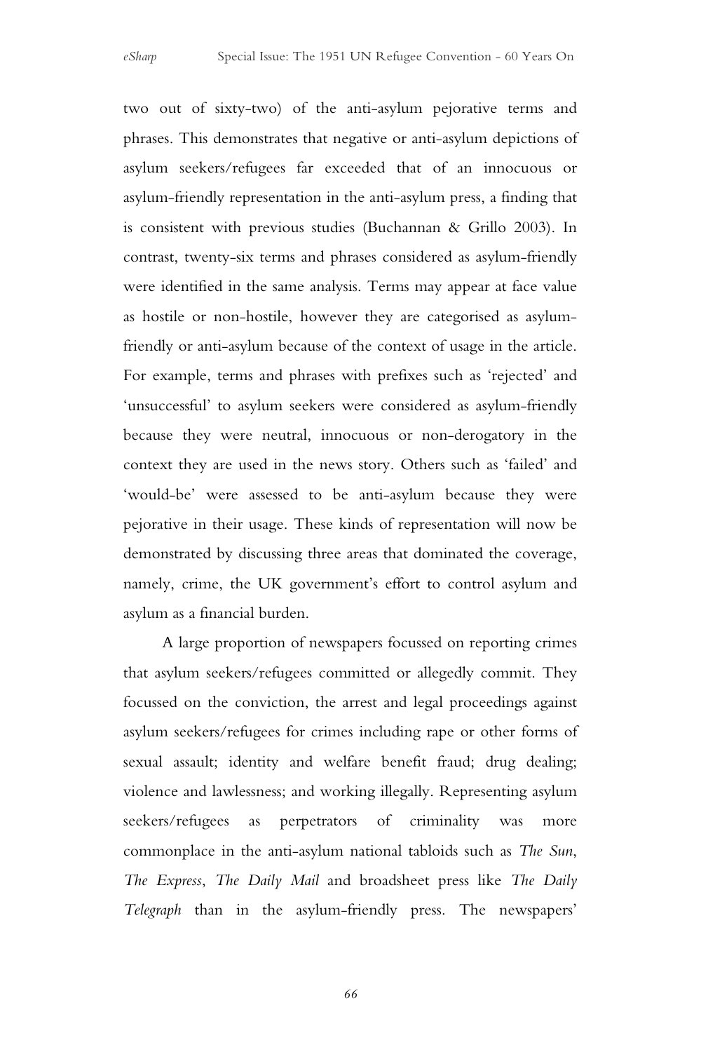two out of sixty-two) of the anti-asylum pejorative terms and phrases. This demonstrates that negative or anti-asylum depictions of asylum seekers/refugees far exceeded that of an innocuous or asylum-friendly representation in the anti-asylum press, a finding that is consistent with previous studies (Buchannan & Grillo 2003). In contrast, twenty-six terms and phrases considered as asylum-friendly were identified in the same analysis. Terms may appear at face value as hostile or non-hostile, however they are categorised as asylum-friendly or anti-asylum because of the context of usage in the article. For example, terms and phrases with prefixes such as 'rejected' and 'unsuccessful' to asylum seekers were considered as asylum-friendly because they were neutral, innocuous or non-derogatory in the context they are used in the news story. Others such as 'failed' and 'would-be' were assessed to be anti-asylum because they were pejorative in their usage. These kinds of representation will now be demonstrated by discussing three areas that dominated the coverage, namely, crime, the UK government's effort to control asylum and asylum as a financial burden.

A large proportion of newspapers focussed on reporting crimes that asylum seekers/refugees committed or allegedly commit. They focussed on the conviction, the arrest and legal proceedings against asylum seekers/refugees for crimes including rape or other forms of sexual assault; identity and welfare benefit fraud; drug dealing; violence and lawlessness; and working illegally. Representing asylum seekers/refugees as perpetrators of criminality was more commonplace in the anti-asylum national tabloids such as *The Sun*, *The Express*, *The Daily Mail* and broadsheet press like *The Daily Telegraph* than in the asylum-friendly press. The newspapers'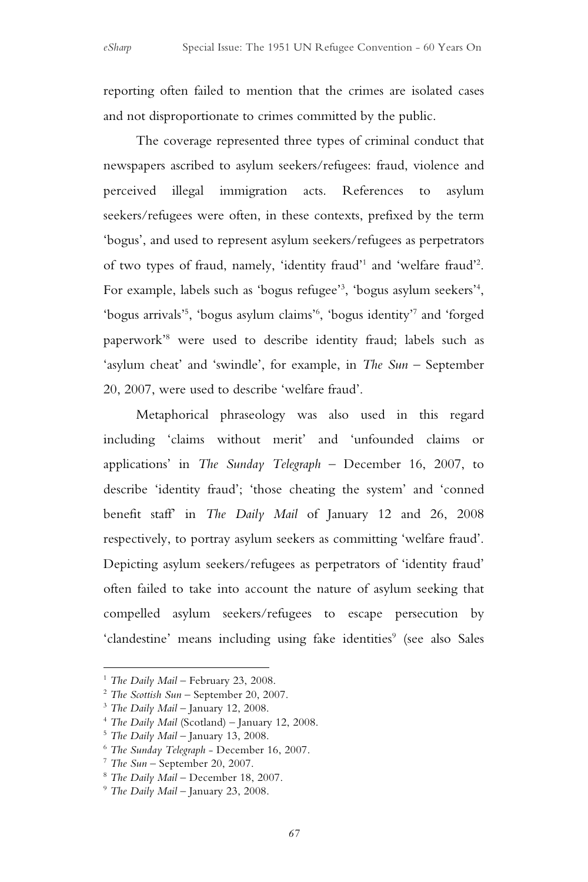reporting often failed to mention that the crimes are isolated cases and not disproportionate to crimes committed by the public.

The coverage represented three types of criminal conduct that newspapers ascribed to asylum seekers/refugees: fraud, violence and perceived illegal immigration acts. References to asylum seekers/refugees were often, in these contexts, prefixed by the term 'bogus', and used to represent asylum seekers/refugees as perpetrators of two types of fraud, namely, 'identity fraud'[1] and 'welfare fraud'[2]. For example, labels such as 'bogus refugee'[3], 'bogus asylum seekers'[4], 'bogus arrivals'[5], 'bogus asylum claims'[6], 'bogus identity'[7] and 'forged paperwork'[8] were used to describe identity fraud; labels such as 'asylum cheat' and 'swindle', for example, in *The Sun* – September 20, 2007, were used to describe 'welfare fraud'.

Metaphorical phraseology was also used in this regard including 'claims without merit' and 'unfounded claims or applications' in *The Sunday Telegraph* – December 16, 2007, to describe 'identity fraud'; 'those cheating the system' and 'conned benefit staff' in *The Daily Mail* of January 12 and 26, 2008 respectively, to portray asylum seekers as committing 'welfare fraud'. Depicting asylum seekers/refugees as perpetrators of 'identity fraud' often failed to take into account the nature of asylum seeking that compelled asylum seekers/refugees to escape persecution by 'clandestine' means including using fake identities[9] (see also Sales

---

[1] *The Daily Mail* – February 23, 2008.

[2] *The Scottish Sun* – September 20, 2007.

[3] *The Daily Mail* – January 12, 2008.

[4] *The Daily Mail* (Scotland) – January 12, 2008.

[5] *The Daily Mail* – January 13, 2008.

[6] *The Sunday Telegraph* - December 16, 2007.

[7] *The Sun* – September 20, 2007.

[8] *The Daily Mail* – December 18, 2007.

[9] *The Daily Mail* – January 23, 2008.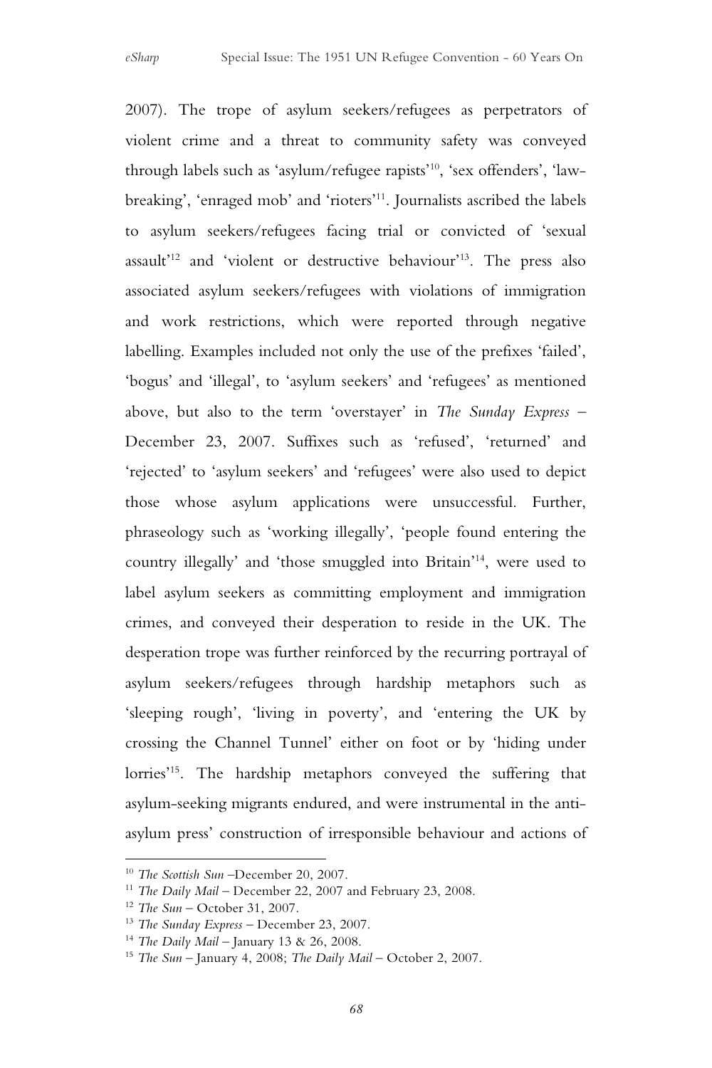2007). The trope of asylum seekers/refugees as perpetrators of violent crime and a threat to community safety was conveyed through labels such as 'asylum/refugee rapists'[10], 'sex offenders', 'law-breaking', 'enraged mob' and 'rioters'[11]. Journalists ascribed the labels to asylum seekers/refugees facing trial or convicted of 'sexual assault'[12] and 'violent or destructive behaviour'[13]. The press also associated asylum seekers/refugees with violations of immigration and work restrictions, which were reported through negative labelling. Examples included not only the use of the prefixes 'failed', 'bogus' and 'illegal', to 'asylum seekers' and 'refugees' as mentioned above, but also to the term 'overstayer' in *The Sunday Express* – December 23, 2007. Suffixes such as 'refused', 'returned' and 'rejected' to 'asylum seekers' and 'refugees' were also used to depict those whose asylum applications were unsuccessful. Further, phraseology such as 'working illegally', 'people found entering the country illegally' and 'those smuggled into Britain'[14], were used to label asylum seekers as committing employment and immigration crimes, and conveyed their desperation to reside in the UK. The desperation trope was further reinforced by the recurring portrayal of asylum seekers/refugees through hardship metaphors such as 'sleeping rough', 'living in poverty', and 'entering the UK by crossing the Channel Tunnel' either on foot or by 'hiding under lorries'[15]. The hardship metaphors conveyed the suffering that asylum-seeking migrants endured, and were instrumental in the anti-asylum press' construction of irresponsible behaviour and actions of

---

[10] *The Scottish Sun* –December 20, 2007.

[11] *The Daily Mail* – December 22, 2007 and February 23, 2008.

[12] *The Sun* – October 31, 2007.

[13] *The Sunday Express* – December 23, 2007.

[14] *The Daily Mail* – January 13 & 26, 2008.

[15] *The Sun* – January 4, 2008; *The Daily Mail* – October 2, 2007.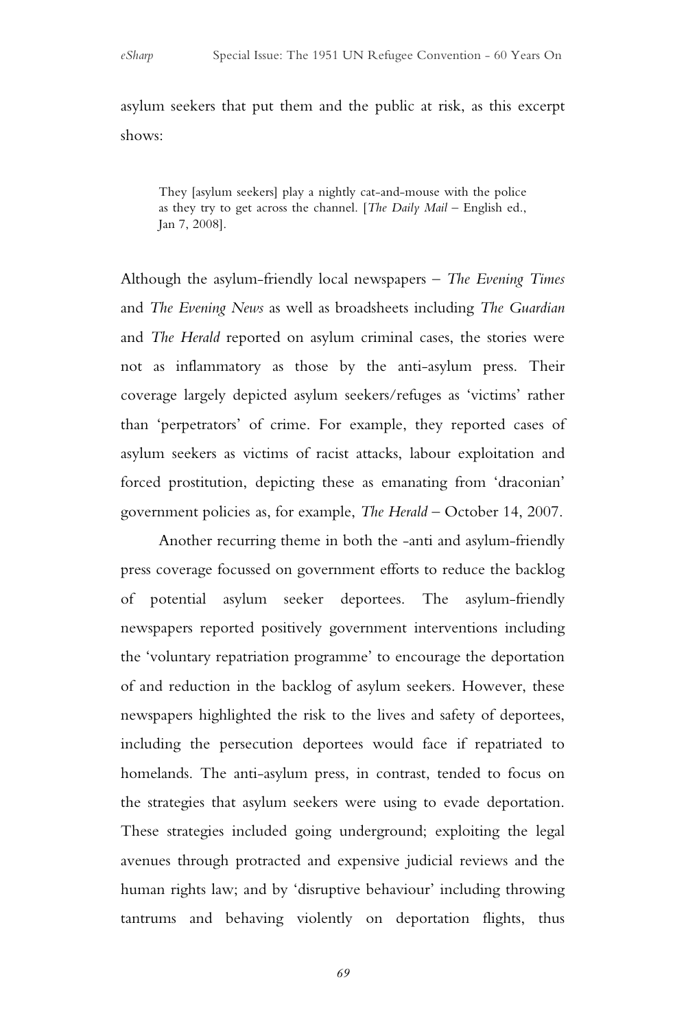asylum seekers that put them and the public at risk, as this excerpt shows:

> They [asylum seekers] play a nightly cat-and-mouse with the police as they try to get across the channel. [*The Daily Mail* – English ed., Jan 7, 2008].

Although the asylum-friendly local newspapers – *The Evening Times* and *The Evening News* as well as broadsheets including *The Guardian* and *The Herald* reported on asylum criminal cases, the stories were not as inflammatory as those by the anti-asylum press. Their coverage largely depicted asylum seekers/refuges as 'victims' rather than 'perpetrators' of crime. For example, they reported cases of asylum seekers as victims of racist attacks, labour exploitation and forced prostitution, depicting these as emanating from 'draconian' government policies as, for example, *The Herald* – October 14, 2007.

Another recurring theme in both the -anti and asylum-friendly press coverage focussed on government efforts to reduce the backlog of potential asylum seeker deportees. The asylum-friendly newspapers reported positively government interventions including the 'voluntary repatriation programme' to encourage the deportation of and reduction in the backlog of asylum seekers. However, these newspapers highlighted the risk to the lives and safety of deportees, including the persecution deportees would face if repatriated to homelands. The anti-asylum press, in contrast, tended to focus on the strategies that asylum seekers were using to evade deportation. These strategies included going underground; exploiting the legal avenues through protracted and expensive judicial reviews and the human rights law; and by 'disruptive behaviour' including throwing tantrums and behaving violently on deportation flights, thus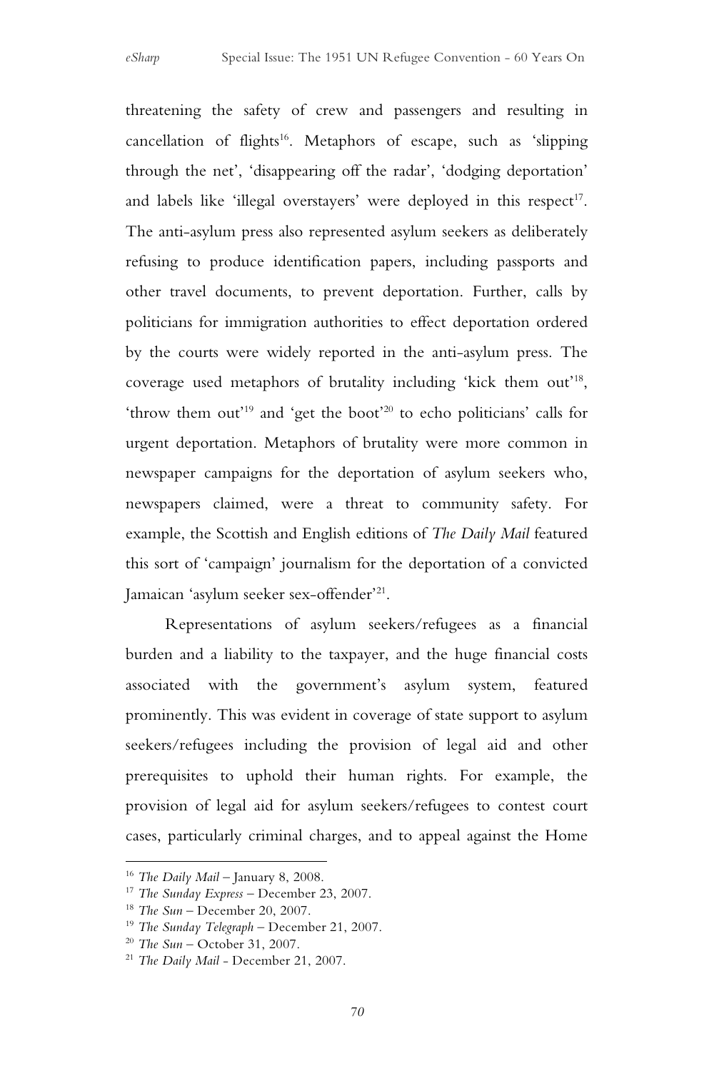threatening the safety of crew and passengers and resulting in cancellation of flights[16]. Metaphors of escape, such as 'slipping through the net', 'disappearing off the radar', 'dodging deportation' and labels like 'illegal overstayers' were deployed in this respect[17]. The anti-asylum press also represented asylum seekers as deliberately refusing to produce identification papers, including passports and other travel documents, to prevent deportation. Further, calls by politicians for immigration authorities to effect deportation ordered by the courts were widely reported in the anti-asylum press. The coverage used metaphors of brutality including 'kick them out'[18], 'throw them out'[19] and 'get the boot'[20] to echo politicians' calls for urgent deportation. Metaphors of brutality were more common in newspaper campaigns for the deportation of asylum seekers who, newspapers claimed, were a threat to community safety. For example, the Scottish and English editions of *The Daily Mail* featured this sort of 'campaign' journalism for the deportation of a convicted Jamaican 'asylum seeker sex-offender'[21].

Representations of asylum seekers/refugees as a financial burden and a liability to the taxpayer, and the huge financial costs associated with the government's asylum system, featured prominently. This was evident in coverage of state support to asylum seekers/refugees including the provision of legal aid and other prerequisites to uphold their human rights. For example, the provision of legal aid for asylum seekers/refugees to contest court cases, particularly criminal charges, and to appeal against the Home

---

[16] *The Daily Mail* – January 8, 2008.

[17] *The Sunday Express* – December 23, 2007.

[18] *The Sun* – December 20, 2007.

[19] *The Sunday Telegraph* – December 21, 2007.

[20] *The Sun* – October 31, 2007.

[21] *The Daily Mail* - December 21, 2007.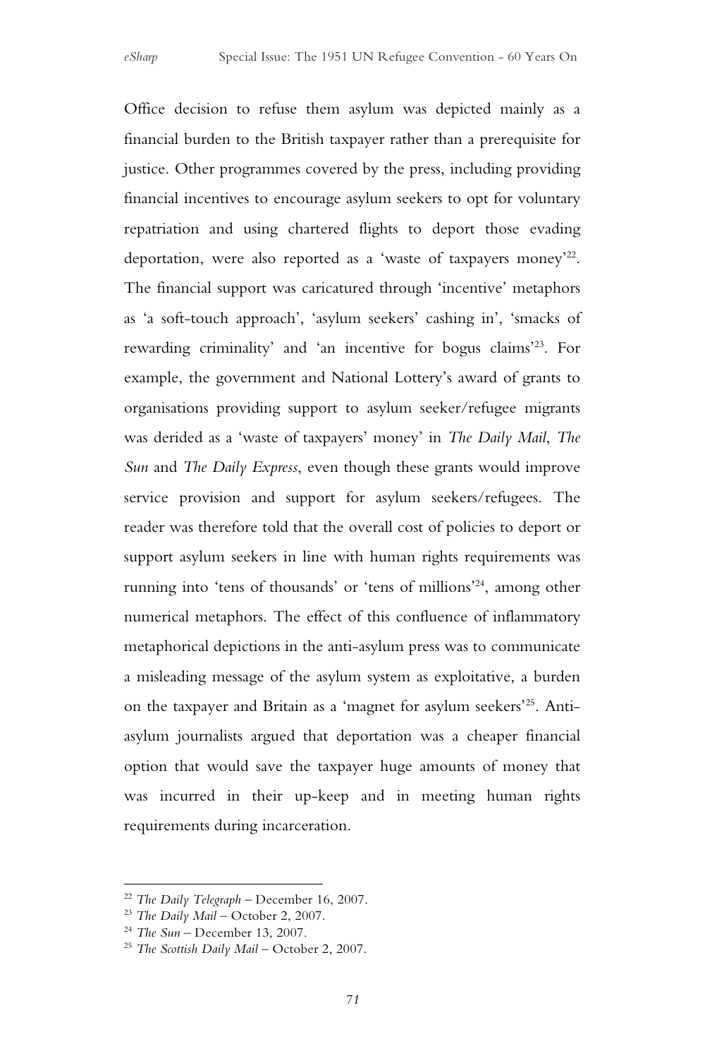Office decision to refuse them asylum was depicted mainly as a financial burden to the British taxpayer rather than a prerequisite for justice. Other programmes covered by the press, including providing financial incentives to encourage asylum seekers to opt for voluntary repatriation and using chartered flights to deport those evading deportation, were also reported as a 'waste of taxpayers money'[22]. The financial support was caricatured through 'incentive' metaphors as 'a soft-touch approach', 'asylum seekers' cashing in', 'smacks of rewarding criminality' and 'an incentive for bogus claims'[23]. For example, the government and National Lottery's award of grants to organisations providing support to asylum seeker/refugee migrants was derided as a 'waste of taxpayers' money' in *The Daily Mail*, *The Sun* and *The Daily Express*, even though these grants would improve service provision and support for asylum seekers/refugees. The reader was therefore told that the overall cost of policies to deport or support asylum seekers in line with human rights requirements was running into 'tens of thousands' or 'tens of millions'[24], among other numerical metaphors. The effect of this confluence of inflammatory metaphorical depictions in the anti-asylum press was to communicate a misleading message of the asylum system as exploitative, a burden on the taxpayer and Britain as a 'magnet for asylum seekers'[25]. Anti-asylum journalists argued that deportation was a cheaper financial option that would save the taxpayer huge amounts of money that was incurred in their up-keep and in meeting human rights requirements during incarceration.

---

[22] *The Daily Telegraph* – December 16, 2007.

[23] *The Daily Mail* – October 2, 2007.

[24] *The Sun* – December 13, 2007.

[25] *The Scottish Daily Mail* – October 2, 2007.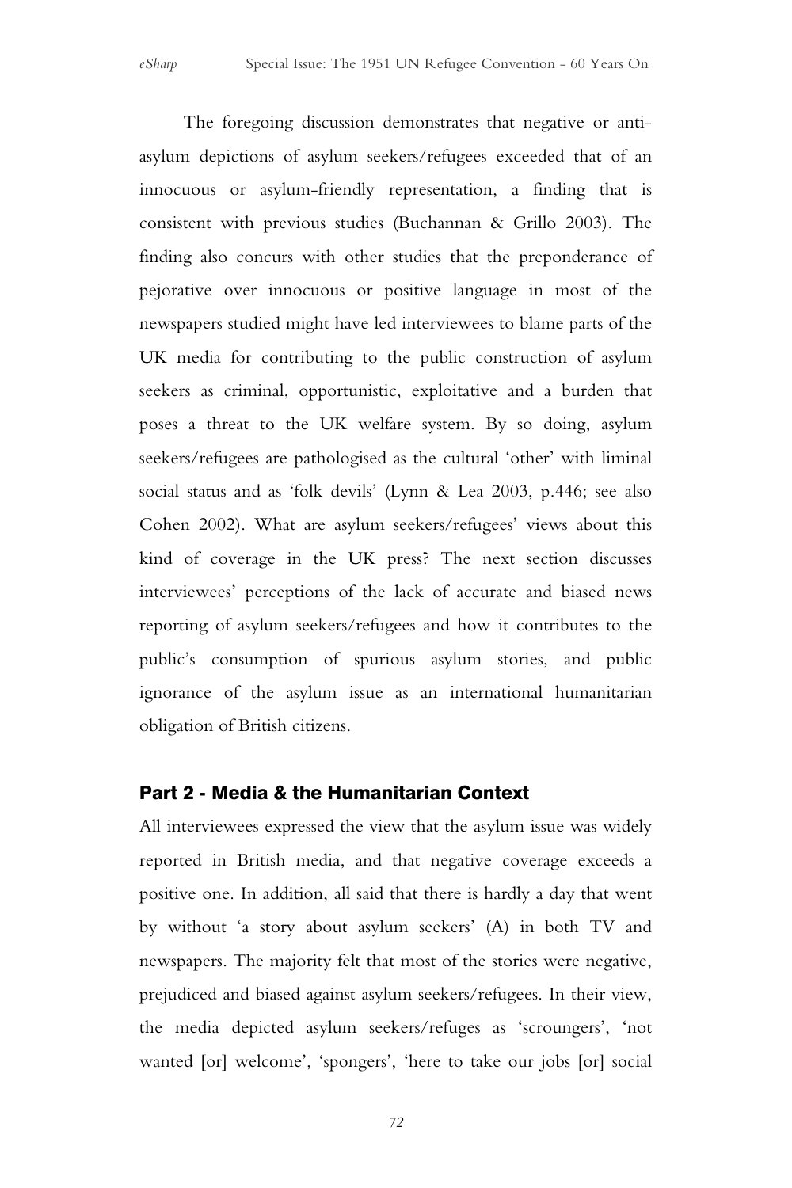The foregoing discussion demonstrates that negative or anti-asylum depictions of asylum seekers/refugees exceeded that of an innocuous or asylum-friendly representation, a finding that is consistent with previous studies (Buchannan & Grillo 2003). The finding also concurs with other studies that the preponderance of pejorative over innocuous or positive language in most of the newspapers studied might have led interviewees to blame parts of the UK media for contributing to the public construction of asylum seekers as criminal, opportunistic, exploitative and a burden that poses a threat to the UK welfare system. By so doing, asylum seekers/refugees are pathologised as the cultural 'other' with liminal social status and as 'folk devils' (Lynn & Lea 2003, p.446; see also Cohen 2002). What are asylum seekers/refugees' views about this kind of coverage in the UK press? The next section discusses interviewees' perceptions of the lack of accurate and biased news reporting of asylum seekers/refugees and how it contributes to the public's consumption of spurious asylum stories, and public ignorance of the asylum issue as an international humanitarian obligation of British citizens.

## Part 2 - Media & the Humanitarian Context

All interviewees expressed the view that the asylum issue was widely reported in British media, and that negative coverage exceeds a positive one. In addition, all said that there is hardly a day that went by without 'a story about asylum seekers' (A) in both TV and newspapers. The majority felt that most of the stories were negative, prejudiced and biased against asylum seekers/refugees. In their view, the media depicted asylum seekers/refuges as 'scroungers', 'not wanted [or] welcome', 'spongers', 'here to take our jobs [or] social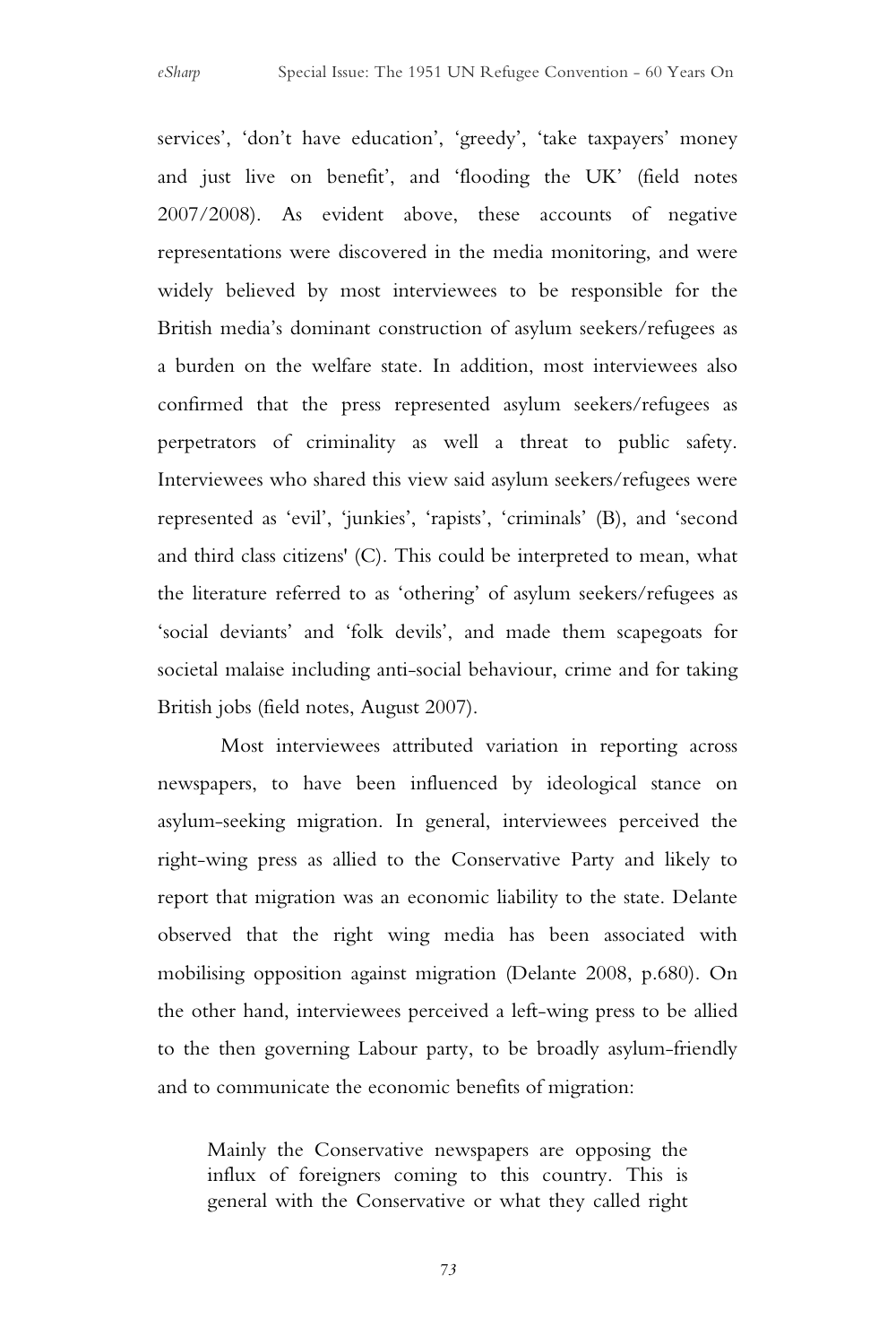services', 'don't have education', 'greedy', 'take taxpayers' money and just live on benefit', and 'flooding the UK' (field notes 2007/2008). As evident above, these accounts of negative representations were discovered in the media monitoring, and were widely believed by most interviewees to be responsible for the British media's dominant construction of asylum seekers/refugees as a burden on the welfare state. In addition, most interviewees also confirmed that the press represented asylum seekers/refugees as perpetrators of criminality as well a threat to public safety. Interviewees who shared this view said asylum seekers/refugees were represented as 'evil', 'junkies', 'rapists', 'criminals' (B), and 'second and third class citizens' (C). This could be interpreted to mean, what the literature referred to as 'othering' of asylum seekers/refugees as 'social deviants' and 'folk devils', and made them scapegoats for societal malaise including anti-social behaviour, crime and for taking British jobs (field notes, August 2007).

Most interviewees attributed variation in reporting across newspapers, to have been influenced by ideological stance on asylum-seeking migration. In general, interviewees perceived the right-wing press as allied to the Conservative Party and likely to report that migration was an economic liability to the state. Delante observed that the right wing media has been associated with mobilising opposition against migration (Delante 2008, p.680). On the other hand, interviewees perceived a left-wing press to be allied to the then governing Labour party, to be broadly asylum-friendly and to communicate the economic benefits of migration:

> Mainly the Conservative newspapers are opposing the influx of foreigners coming to this country. This is general with the Conservative or what they called right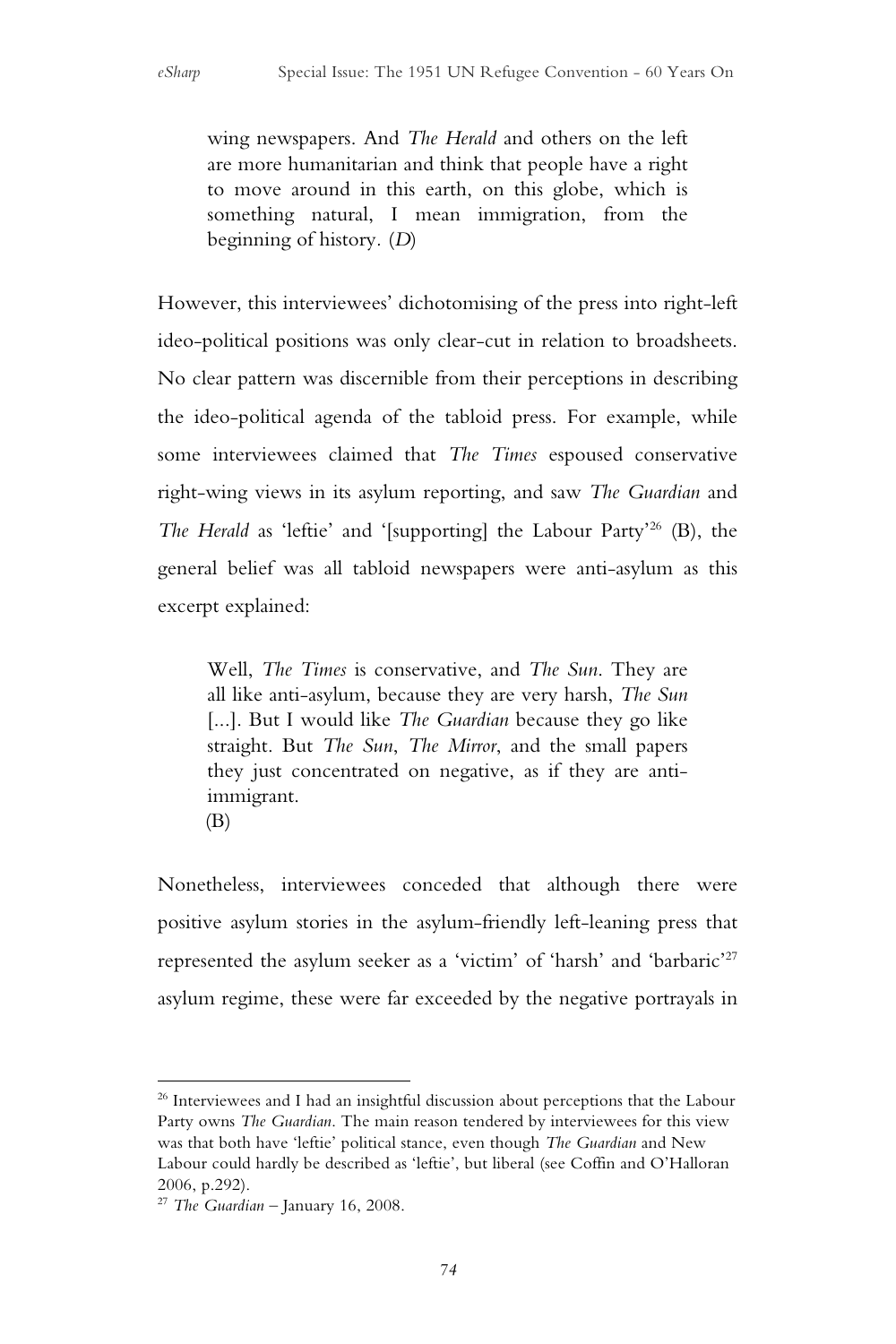> wing newspapers. And *The Herald* and others on the left are more humanitarian and think that people have a right to move around in this earth, on this globe, which is something natural, I mean immigration, from the beginning of history. (*D*)

However, this interviewees' dichotomising of the press into right-left ideo-political positions was only clear-cut in relation to broadsheets. No clear pattern was discernible from their perceptions in describing the ideo-political agenda of the tabloid press. For example, while some interviewees claimed that *The Times* espoused conservative right-wing views in its asylum reporting, and saw *The Guardian* and *The Herald* as 'leftie' and '[supporting] the Labour Party'[26] (B), the general belief was all tabloid newspapers were anti-asylum as this excerpt explained:

> Well, *The Times* is conservative, and *The Sun*. They are all like anti-asylum, because they are very harsh, *The Sun* [...]. But I would like *The Guardian* because they go like straight. But *The Sun*, *The Mirror*, and the small papers they just concentrated on negative, as if they are anti-immigrant.
> (B)

Nonetheless, interviewees conceded that although there were positive asylum stories in the asylum-friendly left-leaning press that represented the asylum seeker as a 'victim' of 'harsh' and 'barbaric'[27] asylum regime, these were far exceeded by the negative portrayals in

---

[26] Interviewees and I had an insightful discussion about perceptions that the Labour Party owns *The Guardian*. The main reason tendered by interviewees for this view was that both have 'leftie' political stance, even though *The Guardian* and New Labour could hardly be described as 'leftie', but liberal (see Coffin and O'Halloran 2006, p.292).

[27] *The Guardian* – January 16, 2008.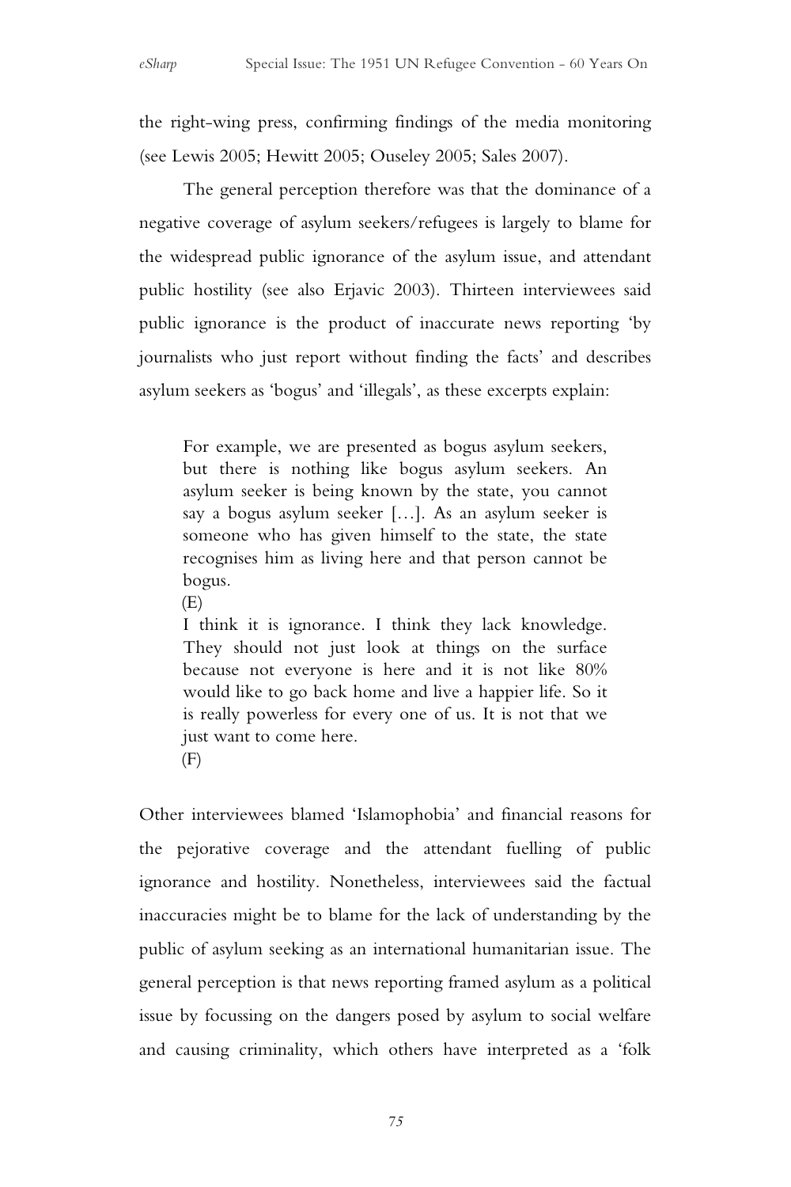the right-wing press, confirming findings of the media monitoring (see Lewis 2005; Hewitt 2005; Ouseley 2005; Sales 2007).

The general perception therefore was that the dominance of a negative coverage of asylum seekers/refugees is largely to blame for the widespread public ignorance of the asylum issue, and attendant public hostility (see also Erjavic 2003). Thirteen interviewees said public ignorance is the product of inaccurate news reporting 'by journalists who just report without finding the facts' and describes asylum seekers as 'bogus' and 'illegals', as these excerpts explain:

> For example, we are presented as bogus asylum seekers, but there is nothing like bogus asylum seekers. An asylum seeker is being known by the state, you cannot say a bogus asylum seeker […]. As an asylum seeker is someone who has given himself to the state, the state recognises him as living here and that person cannot be bogus.
> (E)
>
> I think it is ignorance. I think they lack knowledge. They should not just look at things on the surface because not everyone is here and it is not like 80% would like to go back home and live a happier life. So it is really powerless for every one of us. It is not that we just want to come here.
> (F)

Other interviewees blamed 'Islamophobia' and financial reasons for the pejorative coverage and the attendant fuelling of public ignorance and hostility. Nonetheless, interviewees said the factual inaccuracies might be to blame for the lack of understanding by the public of asylum seeking as an international humanitarian issue. The general perception is that news reporting framed asylum as a political issue by focussing on the dangers posed by asylum to social welfare and causing criminality, which others have interpreted as a 'folk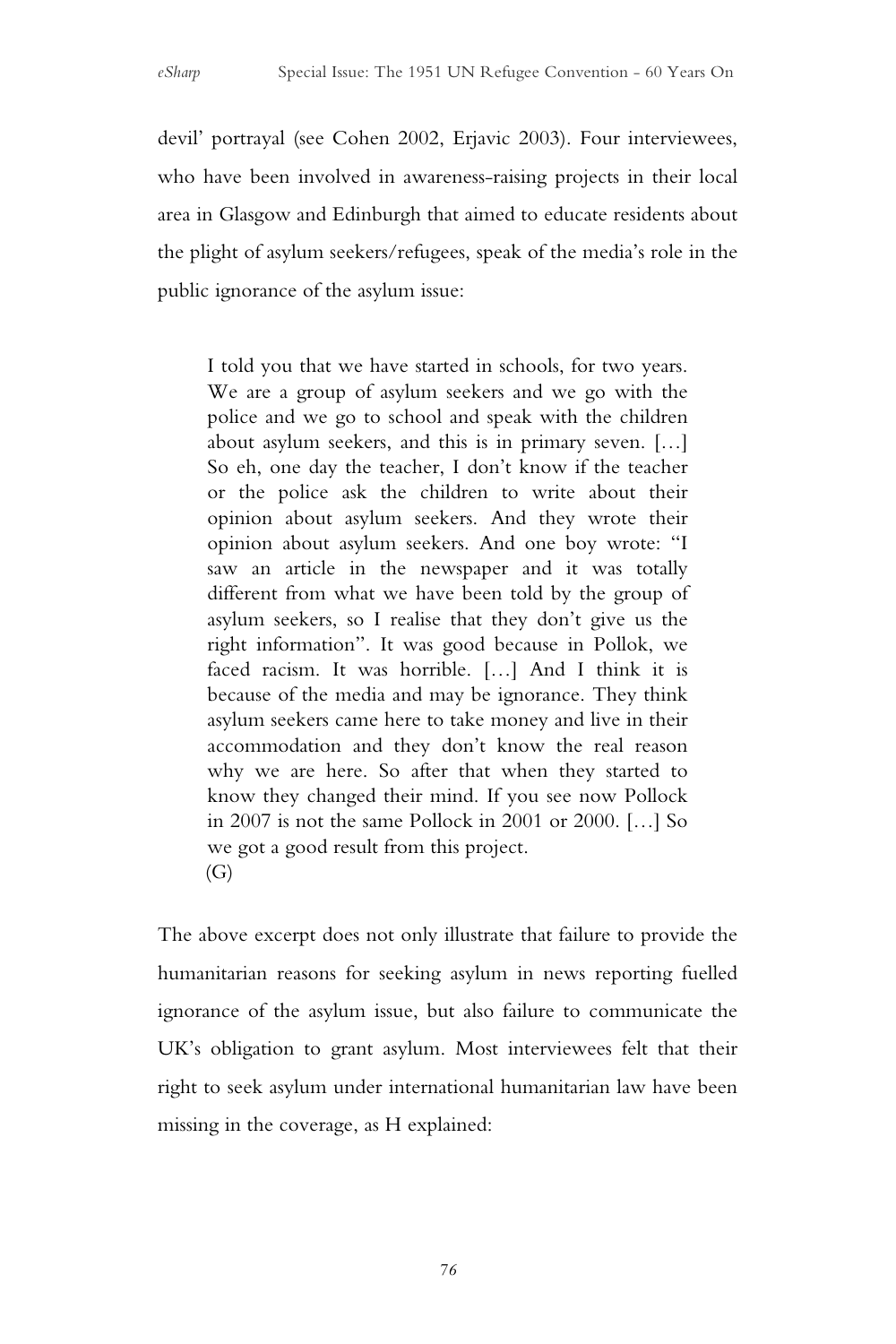devil' portrayal (see Cohen 2002, Erjavic 2003). Four interviewees, who have been involved in awareness-raising projects in their local area in Glasgow and Edinburgh that aimed to educate residents about the plight of asylum seekers/refugees, speak of the media's role in the public ignorance of the asylum issue:

> I told you that we have started in schools, for two years. We are a group of asylum seekers and we go with the police and we go to school and speak with the children about asylum seekers, and this is in primary seven. […] So eh, one day the teacher, I don't know if the teacher or the police ask the children to write about their opinion about asylum seekers. And they wrote their opinion about asylum seekers. And one boy wrote: "I saw an article in the newspaper and it was totally different from what we have been told by the group of asylum seekers, so I realise that they don't give us the right information". It was good because in Pollok, we faced racism. It was horrible. […] And I think it is because of the media and may be ignorance. They think asylum seekers came here to take money and live in their accommodation and they don't know the real reason why we are here. So after that when they started to know they changed their mind. If you see now Pollock in 2007 is not the same Pollock in 2001 or 2000. […] So we got a good result from this project.
> (G)

The above excerpt does not only illustrate that failure to provide the humanitarian reasons for seeking asylum in news reporting fuelled ignorance of the asylum issue, but also failure to communicate the UK's obligation to grant asylum. Most interviewees felt that their right to seek asylum under international humanitarian law have been missing in the coverage, as H explained: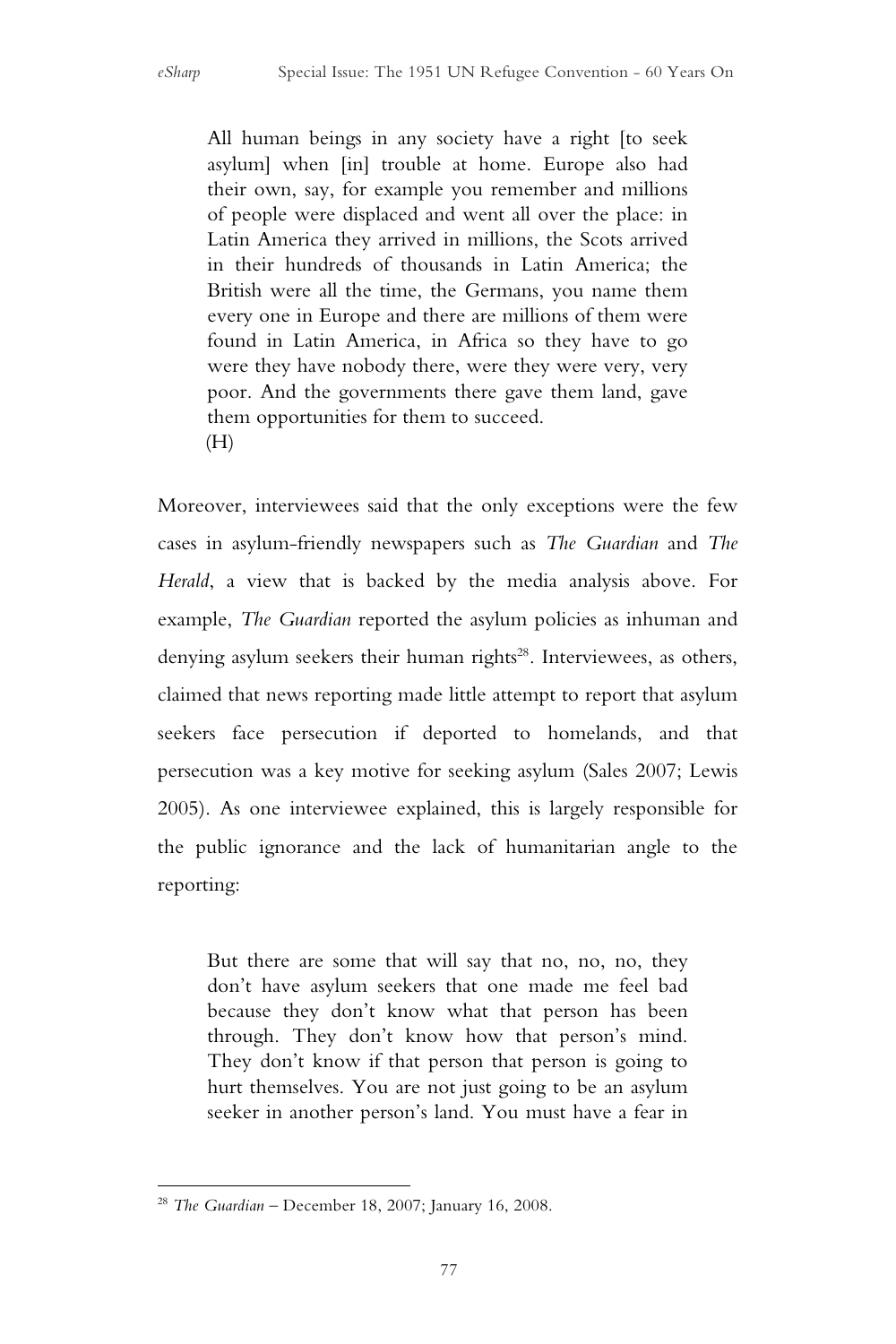> All human beings in any society have a right [to seek asylum] when [in] trouble at home. Europe also had their own, say, for example you remember and millions of people were displaced and went all over the place: in Latin America they arrived in millions, the Scots arrived in their hundreds of thousands in Latin America; the British were all the time, the Germans, you name them every one in Europe and there are millions of them were found in Latin America, in Africa so they have to go were they have nobody there, were they were very, very poor. And the governments there gave them land, gave them opportunities for them to succeed.
> (H)

Moreover, interviewees said that the only exceptions were the few cases in asylum-friendly newspapers such as *The Guardian* and *The Herald*, a view that is backed by the media analysis above. For example, *The Guardian* reported the asylum policies as inhuman and denying asylum seekers their human rights[28]. Interviewees, as others, claimed that news reporting made little attempt to report that asylum seekers face persecution if deported to homelands, and that persecution was a key motive for seeking asylum (Sales 2007; Lewis 2005). As one interviewee explained, this is largely responsible for the public ignorance and the lack of humanitarian angle to the reporting:

> But there are some that will say that no, no, no, they don't have asylum seekers that one made me feel bad because they don't know what that person has been through. They don't know how that person's mind. They don't know if that person that person is going to hurt themselves. You are not just going to be an asylum seeker in another person's land. You must have a fear in

[28] *The Guardian* – December 18, 2007; January 16, 2008.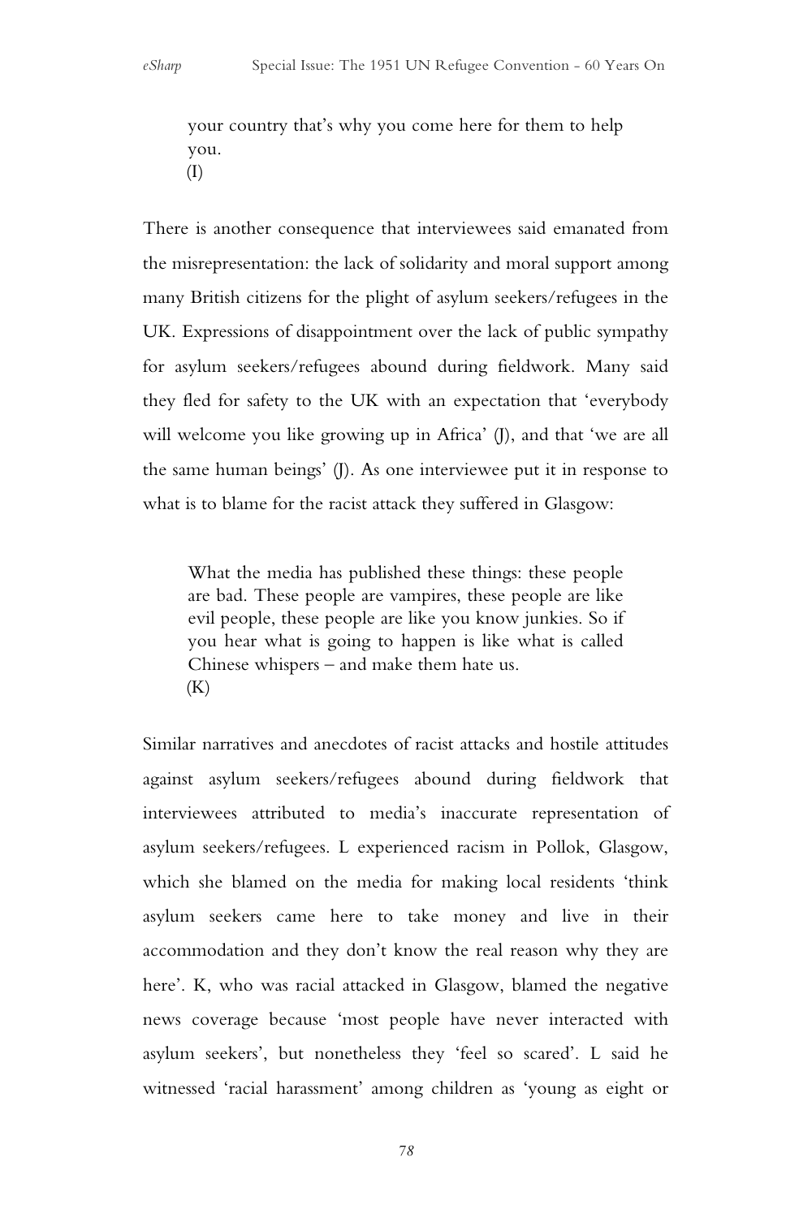> your country that's why you come here for them to help you.
> (I)

There is another consequence that interviewees said emanated from the misrepresentation: the lack of solidarity and moral support among many British citizens for the plight of asylum seekers/refugees in the UK. Expressions of disappointment over the lack of public sympathy for asylum seekers/refugees abound during fieldwork. Many said they fled for safety to the UK with an expectation that 'everybody will welcome you like growing up in Africa' (J), and that 'we are all the same human beings' (J). As one interviewee put it in response to what is to blame for the racist attack they suffered in Glasgow:

> What the media has published these things: these people are bad. These people are vampires, these people are like evil people, these people are like you know junkies. So if you hear what is going to happen is like what is called Chinese whispers – and make them hate us.
> (K)

Similar narratives and anecdotes of racist attacks and hostile attitudes against asylum seekers/refugees abound during fieldwork that interviewees attributed to media's inaccurate representation of asylum seekers/refugees. L experienced racism in Pollok, Glasgow, which she blamed on the media for making local residents 'think asylum seekers came here to take money and live in their accommodation and they don't know the real reason why they are here'. K, who was racial attacked in Glasgow, blamed the negative news coverage because 'most people have never interacted with asylum seekers', but nonetheless they 'feel so scared'. L said he witnessed 'racial harassment' among children as 'young as eight or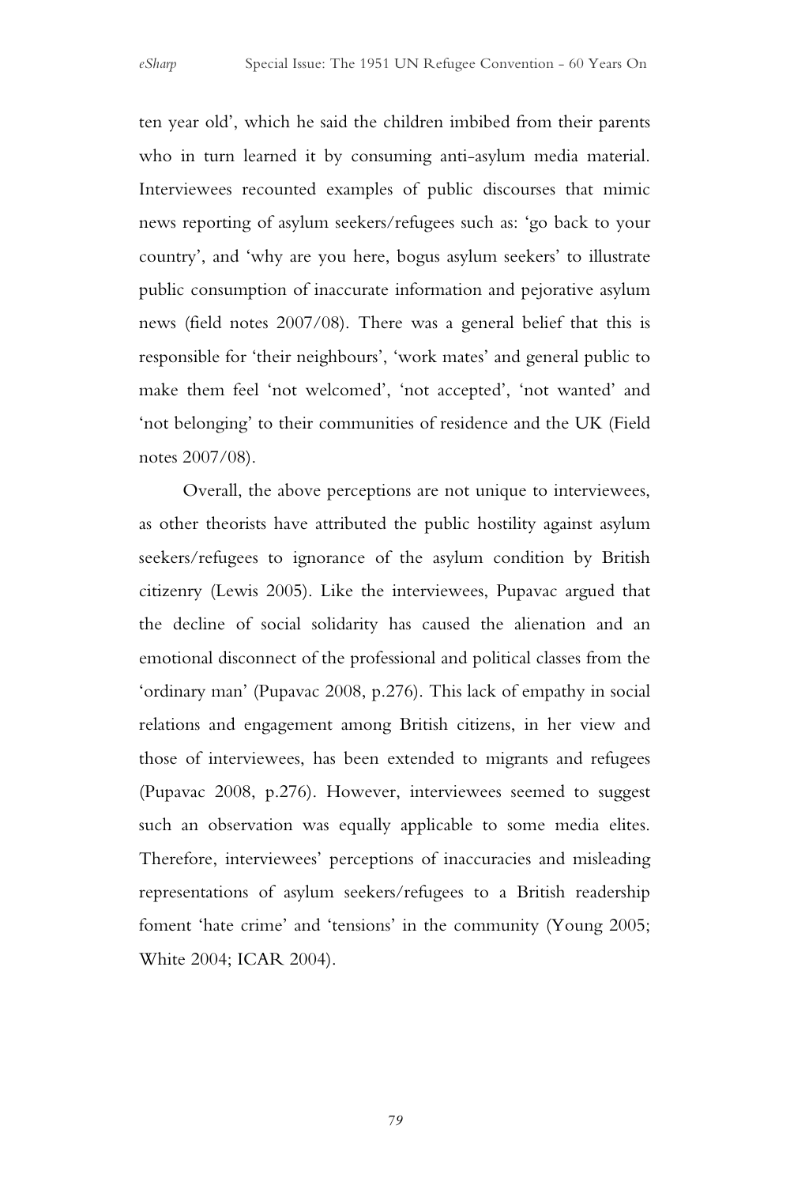ten year old', which he said the children imbibed from their parents who in turn learned it by consuming anti-asylum media material. Interviewees recounted examples of public discourses that mimic news reporting of asylum seekers/refugees such as: 'go back to your country', and 'why are you here, bogus asylum seekers' to illustrate public consumption of inaccurate information and pejorative asylum news (field notes 2007/08). There was a general belief that this is responsible for 'their neighbours', 'work mates' and general public to make them feel 'not welcomed', 'not accepted', 'not wanted' and 'not belonging' to their communities of residence and the UK (Field notes 2007/08).

Overall, the above perceptions are not unique to interviewees, as other theorists have attributed the public hostility against asylum seekers/refugees to ignorance of the asylum condition by British citizenry (Lewis 2005). Like the interviewees, Pupavac argued that the decline of social solidarity has caused the alienation and an emotional disconnect of the professional and political classes from the 'ordinary man' (Pupavac 2008, p.276). This lack of empathy in social relations and engagement among British citizens, in her view and those of interviewees, has been extended to migrants and refugees (Pupavac 2008, p.276). However, interviewees seemed to suggest such an observation was equally applicable to some media elites. Therefore, interviewees' perceptions of inaccuracies and misleading representations of asylum seekers/refugees to a British readership foment 'hate crime' and 'tensions' in the community (Young 2005; White 2004; ICAR 2004).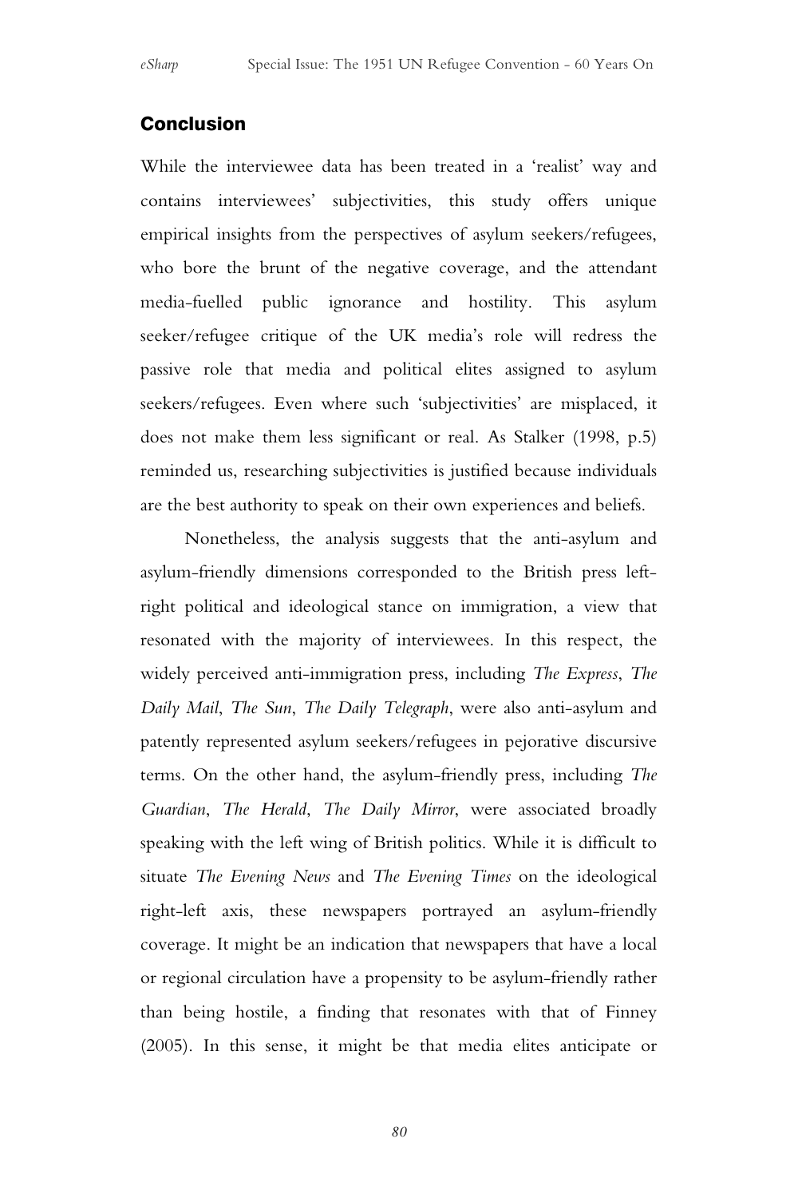## Conclusion

While the interviewee data has been treated in a 'realist' way and contains interviewees' subjectivities, this study offers unique empirical insights from the perspectives of asylum seekers/refugees, who bore the brunt of the negative coverage, and the attendant media-fuelled public ignorance and hostility. This asylum seeker/refugee critique of the UK media's role will redress the passive role that media and political elites assigned to asylum seekers/refugees. Even where such 'subjectivities' are misplaced, it does not make them less significant or real. As Stalker (1998, p.5) reminded us, researching subjectivities is justified because individuals are the best authority to speak on their own experiences and beliefs.

Nonetheless, the analysis suggests that the anti-asylum and asylum-friendly dimensions corresponded to the British press left-right political and ideological stance on immigration, a view that resonated with the majority of interviewees. In this respect, the widely perceived anti-immigration press, including *The Express*, *The Daily Mail*, *The Sun*, *The Daily Telegraph*, were also anti-asylum and patently represented asylum seekers/refugees in pejorative discursive terms. On the other hand, the asylum-friendly press, including *The Guardian*, *The Herald*, *The Daily Mirror*, were associated broadly speaking with the left wing of British politics. While it is difficult to situate *The Evening News* and *The Evening Times* on the ideological right-left axis, these newspapers portrayed an asylum-friendly coverage. It might be an indication that newspapers that have a local or regional circulation have a propensity to be asylum-friendly rather than being hostile, a finding that resonates with that of Finney (2005). In this sense, it might be that media elites anticipate or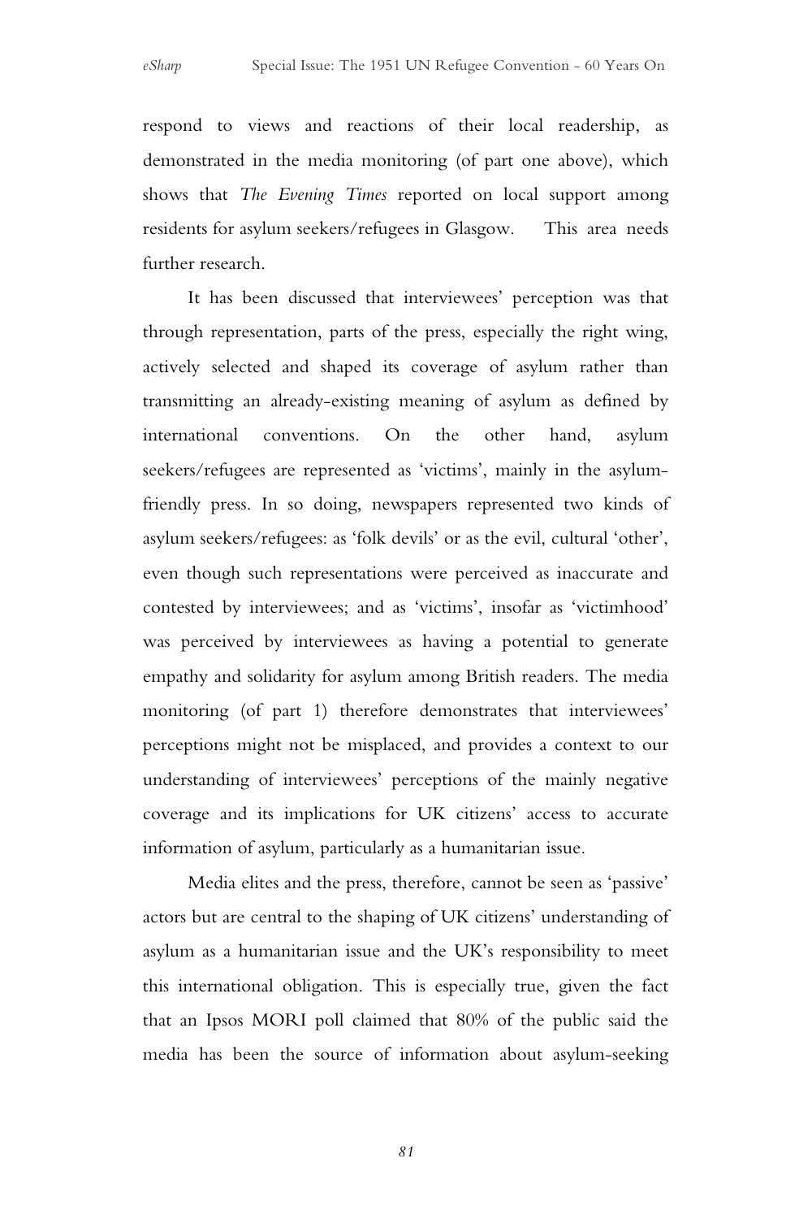respond to views and reactions of their local readership, as demonstrated in the media monitoring (of part one above), which shows that *The Evening Times* reported on local support among residents for asylum seekers/refugees in Glasgow. This area needs further research.

It has been discussed that interviewees' perception was that through representation, parts of the press, especially the right wing, actively selected and shaped its coverage of asylum rather than transmitting an already-existing meaning of asylum as defined by international conventions. On the other hand, asylum seekers/refugees are represented as 'victims', mainly in the asylum-friendly press. In so doing, newspapers represented two kinds of asylum seekers/refugees: as 'folk devils' or as the evil, cultural 'other', even though such representations were perceived as inaccurate and contested by interviewees; and as 'victims', insofar as 'victimhood' was perceived by interviewees as having a potential to generate empathy and solidarity for asylum among British readers. The media monitoring (of part 1) therefore demonstrates that interviewees' perceptions might not be misplaced, and provides a context to our understanding of interviewees' perceptions of the mainly negative coverage and its implications for UK citizens' access to accurate information of asylum, particularly as a humanitarian issue.

Media elites and the press, therefore, cannot be seen as 'passive' actors but are central to the shaping of UK citizens' understanding of asylum as a humanitarian issue and the UK's responsibility to meet this international obligation. This is especially true, given the fact that an Ipsos MORI poll claimed that 80% of the public said the media has been the source of information about asylum-seeking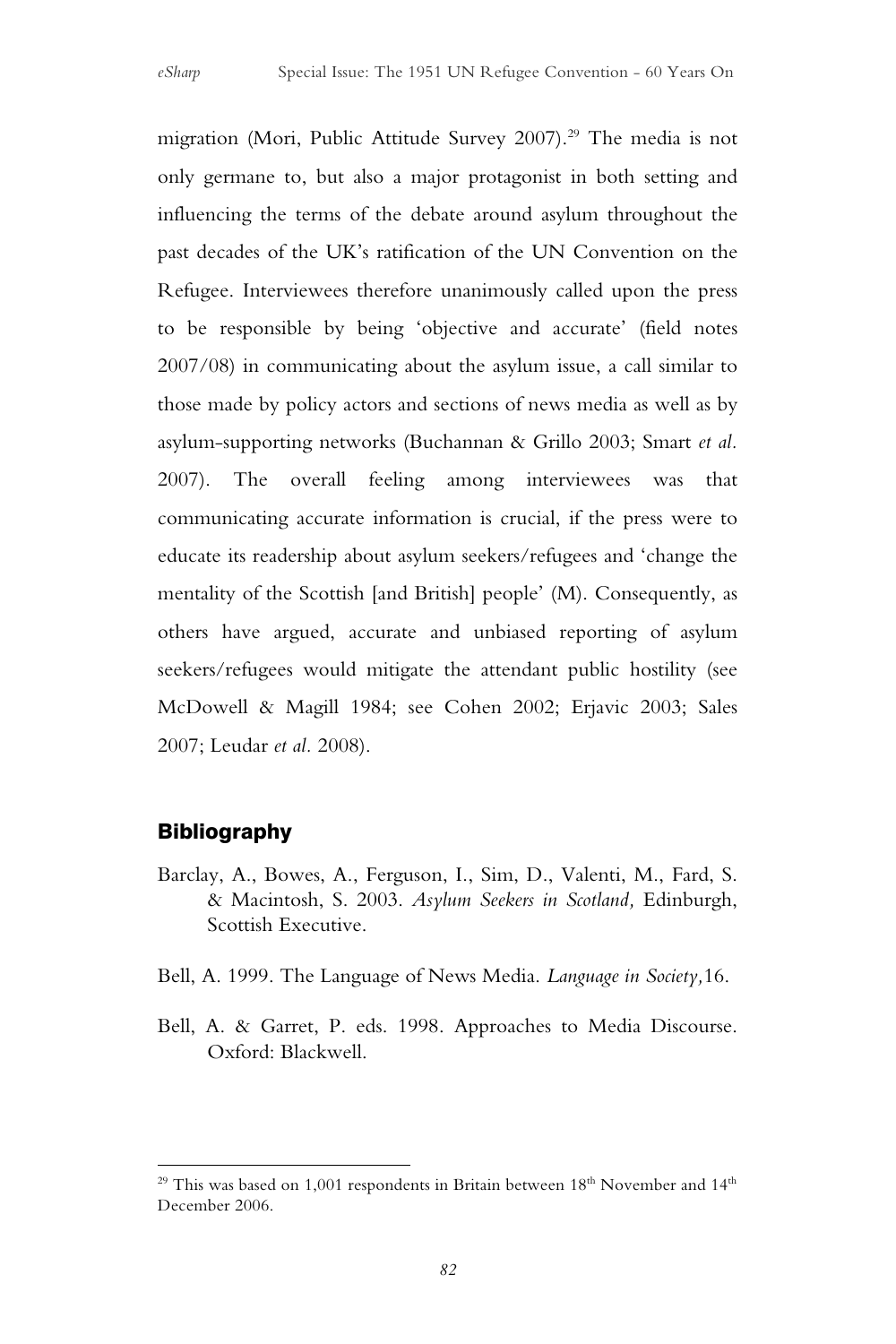migration (Mori, Public Attitude Survey 2007).[29] The media is not only germane to, but also a major protagonist in both setting and influencing the terms of the debate around asylum throughout the past decades of the UK's ratification of the UN Convention on the Refugee. Interviewees therefore unanimously called upon the press to be responsible by being 'objective and accurate' (field notes 2007/08) in communicating about the asylum issue, a call similar to those made by policy actors and sections of news media as well as by asylum-supporting networks (Buchannan & Grillo 2003; Smart *et al.* 2007). The overall feeling among interviewees was that communicating accurate information is crucial, if the press were to educate its readership about asylum seekers/refugees and 'change the mentality of the Scottish [and British] people' (M). Consequently, as others have argued, accurate and unbiased reporting of asylum seekers/refugees would mitigate the attendant public hostility (see McDowell & Magill 1984; see Cohen 2002; Erjavic 2003; Sales 2007; Leudar *et al.* 2008).

## Bibliography

Barclay, A., Bowes, A., Ferguson, I., Sim, D., Valenti, M., Fard, S. & Macintosh, S. 2003. *Asylum Seekers in Scotland,* Edinburgh, Scottish Executive.

Bell, A. 1999. The Language of News Media. *Language in Society,*16.

Bell, A. & Garret, P. eds. 1998. Approaches to Media Discourse. Oxford: Blackwell.

---

[29] This was based on 1,001 respondents in Britain between 18th November and 14th December 2006.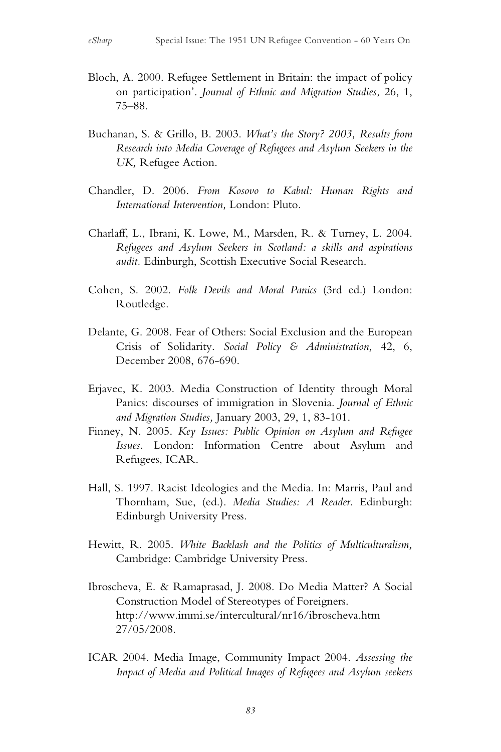Bloch, A. 2000. Refugee Settlement in Britain: the impact of policy on participation'. *Journal of Ethnic and Migration Studies,* 26, 1, 75–88.

Buchanan, S. & Grillo, B. 2003. *What's the Story? 2003, Results from Research into Media Coverage of Refugees and Asylum Seekers in the UK,* Refugee Action.

Chandler, D. 2006. *From Kosovo to Kabul: Human Rights and International Intervention,* London: Pluto.

Charlaff, L., Ibrani, K. Lowe, M., Marsden, R. & Turney, L. 2004. *Refugees and Asylum Seekers in Scotland: a skills and aspirations audit.* Edinburgh, Scottish Executive Social Research.

Cohen, S. 2002. *Folk Devils and Moral Panics* (3rd ed.) London: Routledge.

Delante, G. 2008. Fear of Others: Social Exclusion and the European Crisis of Solidarity. *Social Policy & Administration,* 42, 6, December 2008, 676-690.

Erjavec, K. 2003. Media Construction of Identity through Moral Panics: discourses of immigration in Slovenia. *Journal of Ethnic and Migration Studies,* January 2003, 29, 1, 83-101.

Finney, N. 2005. *Key Issues: Public Opinion on Asylum and Refugee Issues.* London: Information Centre about Asylum and Refugees, ICAR.

Hall, S. 1997. Racist Ideologies and the Media. In: Marris, Paul and Thornham, Sue, (ed.). *Media Studies: A Reader.* Edinburgh: Edinburgh University Press.

Hewitt, R. 2005. *White Backlash and the Politics of Multiculturalism,* Cambridge: Cambridge University Press.

Ibroscheva, E. & Ramaprasad, J. 2008. Do Media Matter? A Social Construction Model of Stereotypes of Foreigners. http://www.immi.se/intercultural/nr16/ibroscheva.htm 27/05/2008.

ICAR 2004. Media Image, Community Impact 2004. *Assessing the Impact of Media and Political Images of Refugees and Asylum seekers*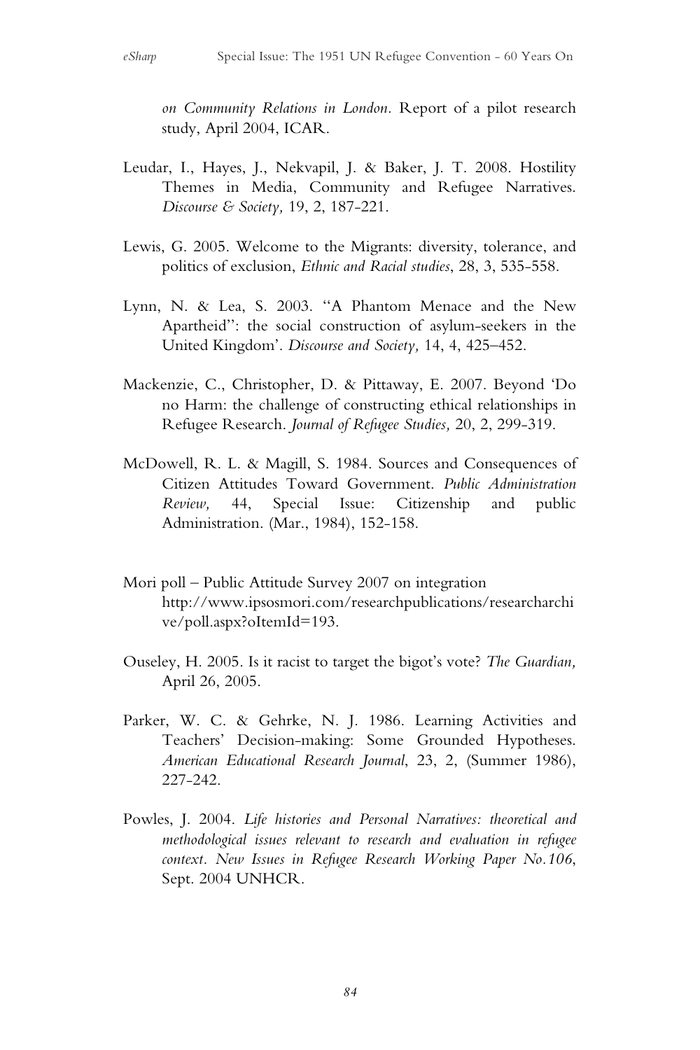*on Community Relations in London*. Report of a pilot research study, April 2004, ICAR.

Leudar, I., Hayes, J., Nekvapil, J. & Baker, J. T. 2008. Hostility Themes in Media, Community and Refugee Narratives. *Discourse & Society,* 19, 2, 187-221.

Lewis, G. 2005. Welcome to the Migrants: diversity, tolerance, and politics of exclusion, *Ethnic and Racial studies*, 28, 3, 535-558.

Lynn, N. & Lea, S. 2003. ''A Phantom Menace and the New Apartheid'': the social construction of asylum-seekers in the United Kingdom'. *Discourse and Society,* 14, 4, 425–452.

Mackenzie, C., Christopher, D. & Pittaway, E. 2007. Beyond 'Do no Harm: the challenge of constructing ethical relationships in Refugee Research. *Journal of Refugee Studies,* 20, 2, 299-319.

McDowell, R. L. & Magill, S. 1984. Sources and Consequences of Citizen Attitudes Toward Government. *Public Administration Review,* 44, Special Issue: Citizenship and public Administration. (Mar., 1984), 152-158.

Mori poll – Public Attitude Survey 2007 on integration http://www.ipsosmori.com/researchpublications/researcharchive/poll.aspx?oItemId=193.

Ouseley, H. 2005. Is it racist to target the bigot's vote? *The Guardian,* April 26, 2005.

Parker, W. C. & Gehrke, N. J. 1986. Learning Activities and Teachers' Decision-making: Some Grounded Hypotheses. *American Educational Research Journal*, 23, 2, (Summer 1986), 227-242.

Powles, J. 2004. *Life histories and Personal Narratives: theoretical and methodological issues relevant to research and evaluation in refugee context*. *New Issues in Refugee Research Working Paper No.106*, Sept. 2004 UNHCR.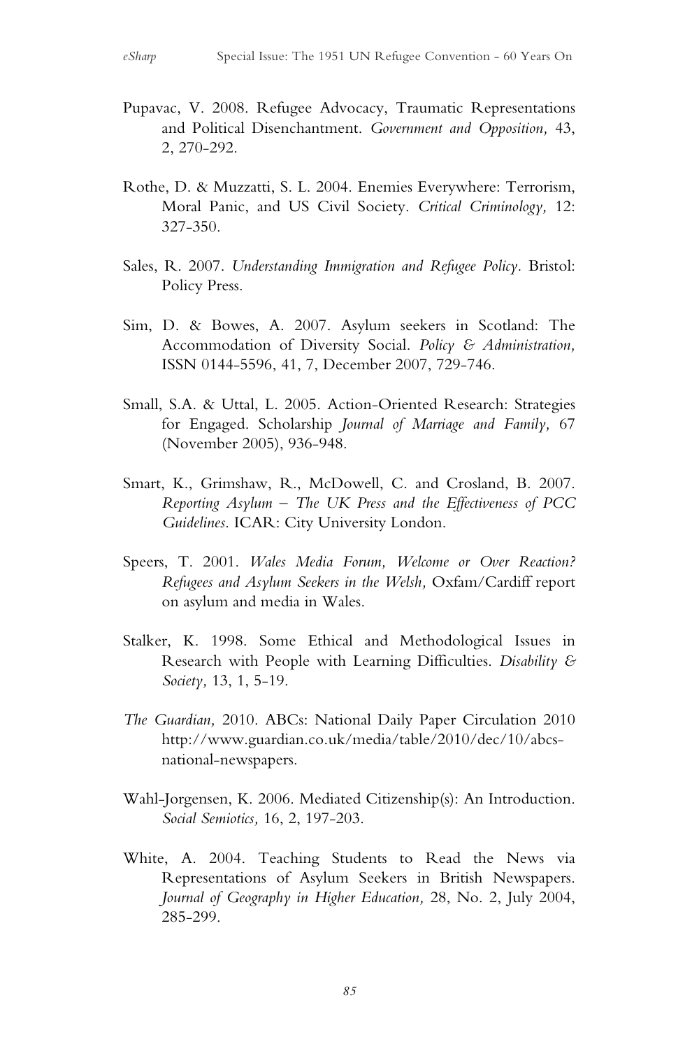Pupavac, V. 2008. Refugee Advocacy, Traumatic Representations and Political Disenchantment. *Government and Opposition,* 43, 2, 270-292.

Rothe, D. & Muzzatti, S. L. 2004. Enemies Everywhere: Terrorism, Moral Panic, and US Civil Society. *Critical Criminology,* 12: 327-350.

Sales, R. 2007. *Understanding Immigration and Refugee Policy*. Bristol: Policy Press.

Sim, D. & Bowes, A. 2007. Asylum seekers in Scotland: The Accommodation of Diversity Social. *Policy & Administration,* ISSN 0144-5596, 41, 7, December 2007, 729-746.

Small, S.A. & Uttal, L. 2005. Action-Oriented Research: Strategies for Engaged. Scholarship *Journal of Marriage and Family,* 67 (November 2005), 936-948.

Smart, K., Grimshaw, R., McDowell, C. and Crosland, B. 2007. *Reporting Asylum – The UK Press and the Effectiveness of PCC Guidelines*. ICAR: City University London.

Speers, T. 2001. *Wales Media Forum, Welcome or Over Reaction? Refugees and Asylum Seekers in the Welsh,* Oxfam/Cardiff report on asylum and media in Wales.

Stalker, K. 1998. Some Ethical and Methodological Issues in Research with People with Learning Difficulties. *Disability & Society,* 13, 1, 5-19.

*The Guardian,* 2010. ABCs: National Daily Paper Circulation 2010 http://www.guardian.co.uk/media/table/2010/dec/10/abcs-national-newspapers.

Wahl-Jorgensen, K. 2006. Mediated Citizenship(s): An Introduction. *Social Semiotics,* 16, 2, 197-203.

White, A. 2004. Teaching Students to Read the News via Representations of Asylum Seekers in British Newspapers. *Journal of Geography in Higher Education,* 28, No. 2, July 2004, 285-299.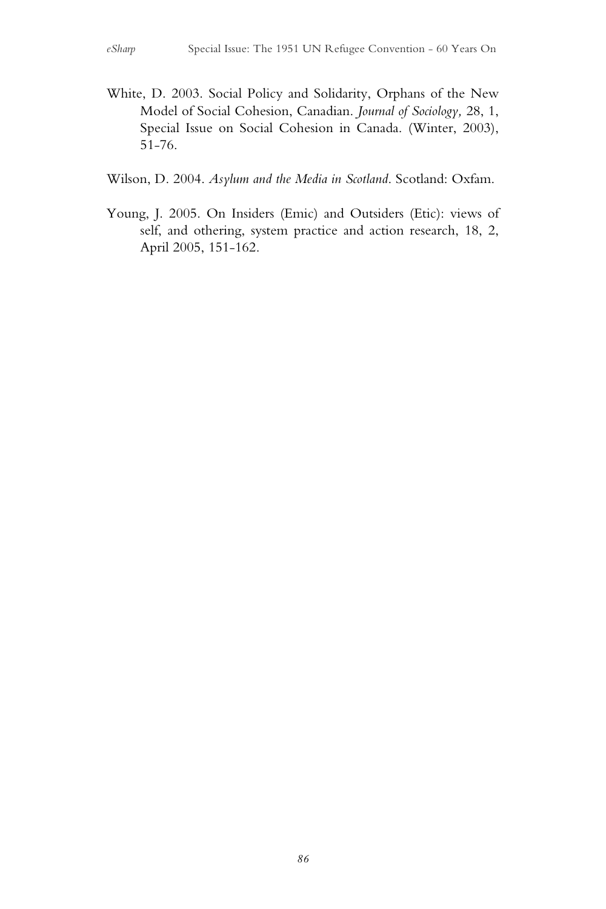White, D. 2003. Social Policy and Solidarity, Orphans of the New Model of Social Cohesion, Canadian. *Journal of Sociology,* 28, 1, Special Issue on Social Cohesion in Canada. (Winter, 2003), 51-76.

Wilson, D. 2004. *Asylum and the Media in Scotland*. Scotland: Oxfam.

Young, J. 2005. On Insiders (Emic) and Outsiders (Etic): views of self, and othering, system practice and action research, 18, 2, April 2005, 151-162.